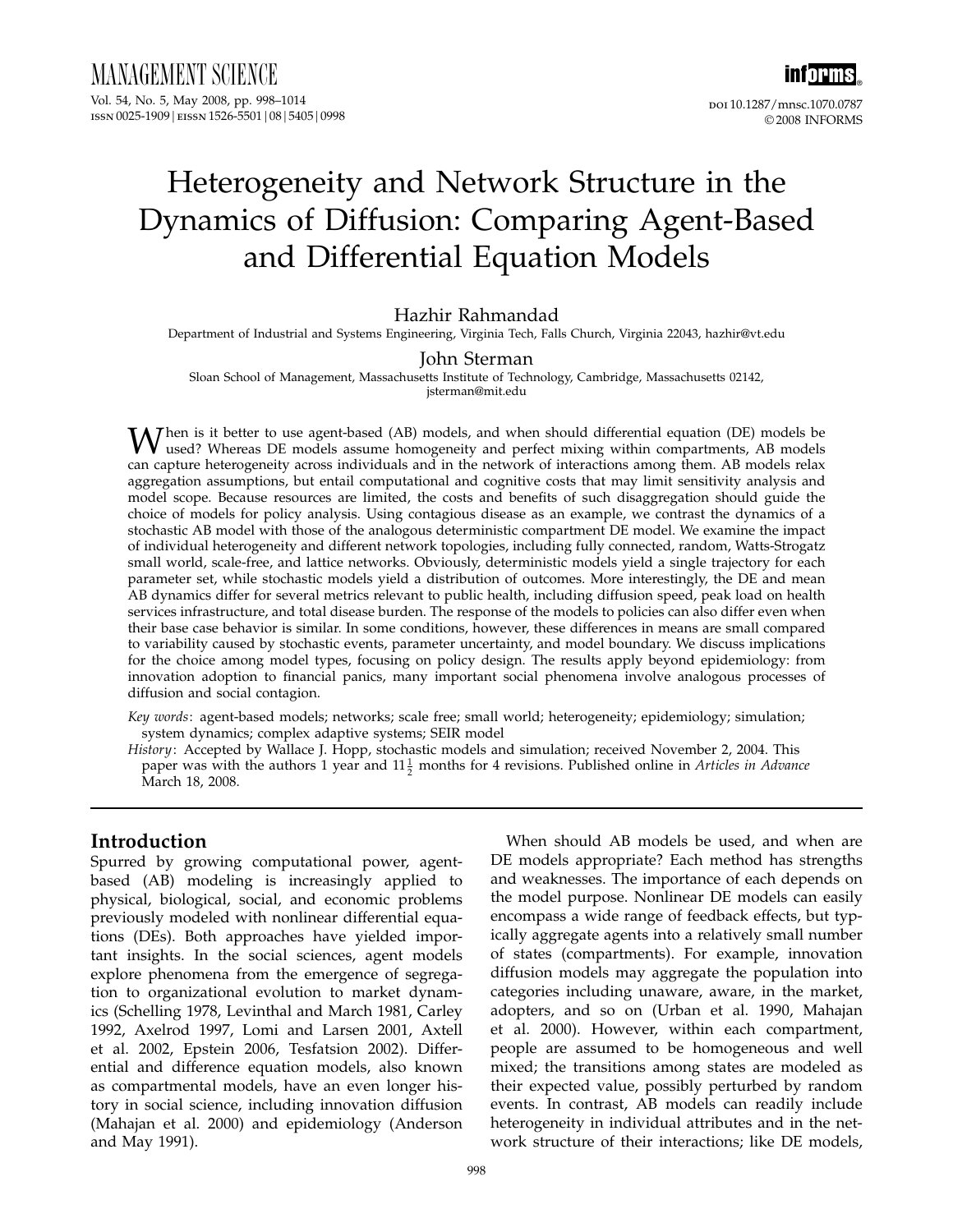# Heterogeneity and Network Structure in the Dynamics of Diffusion: Comparing Agent-Based and Differential Equation Models

Hazhir Rahmandad

Department of Industrial and Systems Engineering, Virginia Tech, Falls Church, Virginia 22043, hazhir@vt.edu

John Sterman

Sloan School of Management, Massachusetts Institute of Technology, Cambridge, Massachusetts 02142, jsterman@mit.edu

When is it better to use agent-based (AB) models, and when should differential equation (DE) models be used? Whereas DE models assume homogeneity and perfect mixing within compartments, AB models can capture heterogeneity across individuals and in the network of interactions among them. AB models relax aggregation assumptions, but entail computational and cognitive costs that may limit sensitivity analysis and model scope. Because resources are limited, the costs and benefits of such disaggregation should guide the choice of models for policy analysis. Using contagious disease as an example, we contrast the dynamics of a stochastic AB model with those of the analogous deterministic compartment DE model. We examine the impact of individual heterogeneity and different network topologies, including fully connected, random, Watts-Strogatz small world, scale-free, and lattice networks. Obviously, deterministic models yield a single trajectory for each parameter set, while stochastic models yield a distribution of outcomes. More interestingly, the DE and mean AB dynamics differ for several metrics relevant to public health, including diffusion speed, peak load on health services infrastructure, and total disease burden. The response of the models to policies can also differ even when their base case behavior is similar. In some conditions, however, these differences in means are small compared to variability caused by stochastic events, parameter uncertainty, and model boundary. We discuss implications for the choice among model types, focusing on policy design. The results apply beyond epidemiology: from innovation adoption to financial panics, many important social phenomena involve analogous processes of diffusion and social contagion.

*Key words*: agent-based models; networks; scale free; small world; heterogeneity; epidemiology; simulation; system dynamics; complex adaptive systems; SEIR model

*History*: Accepted by Wallace J. Hopp, stochastic models and simulation; received November 2, 2004. This paper was with the authors 1 year and $11\frac{1}{2}$ months for 4 revisions. Published online in *Articles in Advance* March 18, 2008.

## Introduction

Spurred by growing computational power, agent-based (AB) modeling is increasingly applied to physical, biological, social, and economic problems previously modeled with nonlinear differential equations (DEs). Both approaches have yielded important insights. In the social sciences, agent models explore phenomena from the emergence of segregation to organizational evolution to market dynamics (Schelling 1978, Levinthal and March 1981, Carley 1992, Axelrod 1997, Lomi and Larsen 2001, Axtell et al. 2002, Epstein 2006, Tesfatsion 2002). Differential and difference equation models, also known as compartmental models, have an even longer history in social science, including innovation diffusion (Mahajan et al. 2000) and epidemiology (Anderson and May 1991).

When should AB models be used, and when are DE models appropriate? Each method has strengths and weaknesses. The importance of each depends on the model purpose. Nonlinear DE models can easily encompass a wide range of feedback effects, but typically aggregate agents into a relatively small number of states (compartments). For example, innovation diffusion models may aggregate the population into categories including unaware, aware, in the market, adopters, and so on (Urban et al. 1990, Mahajan et al. 2000). However, within each compartment, people are assumed to be homogeneous and well mixed; the transitions among states are modeled as their expected value, possibly perturbed by random events. In contrast, AB models can readily include heterogeneity in individual attributes and in the network structure of their interactions; like DE models,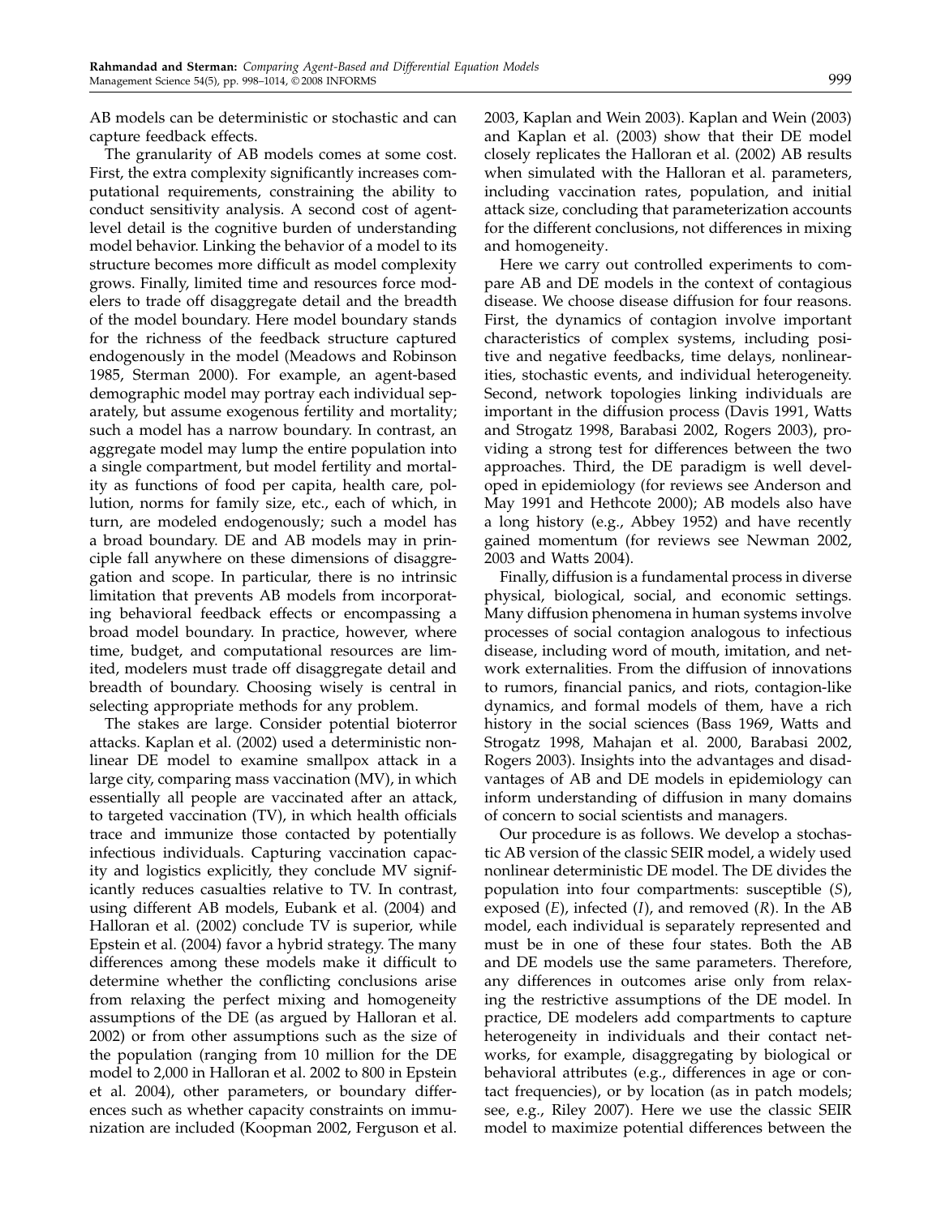AB models can be deterministic or stochastic and can capture feedback effects.

The granularity of AB models comes at some cost. First, the extra complexity significantly increases computational requirements, constraining the ability to conduct sensitivity analysis. A second cost of agent-level detail is the cognitive burden of understanding model behavior. Linking the behavior of a model to its structure becomes more difficult as model complexity grows. Finally, limited time and resources force modelers to trade off disaggregate detail and the breadth of the model boundary. Here model boundary stands for the richness of the feedback structure captured endogenously in the model (Meadows and Robinson 1985, Sterman 2000). For example, an agent-based demographic model may portray each individual separately, but assume exogenous fertility and mortality; such a model has a narrow boundary. In contrast, an aggregate model may lump the entire population into a single compartment, but model fertility and mortality as functions of food per capita, health care, pollution, norms for family size, etc., each of which, in turn, are modeled endogenously; such a model has a broad boundary. DE and AB models may in principle fall anywhere on these dimensions of disaggregation and scope. In particular, there is no intrinsic limitation that prevents AB models from incorporating behavioral feedback effects or encompassing a broad model boundary. In practice, however, where time, budget, and computational resources are limited, modelers must trade off disaggregate detail and breadth of boundary. Choosing wisely is central in selecting appropriate methods for any problem.

The stakes are large. Consider potential bioterror attacks. Kaplan et al. (2002) used a deterministic nonlinear DE model to examine smallpox attack in a large city, comparing mass vaccination (MV), in which essentially all people are vaccinated after an attack, to targeted vaccination (TV), in which health officials trace and immunize those contacted by potentially infectious individuals. Capturing vaccination capacity and logistics explicitly, they conclude MV significantly reduces casualties relative to TV. In contrast, using different AB models, Eubank et al. (2004) and Halloran et al. (2002) conclude TV is superior, while Epstein et al. (2004) favor a hybrid strategy. The many differences among these models make it difficult to determine whether the conflicting conclusions arise from relaxing the perfect mixing and homogeneity assumptions of the DE (as argued by Halloran et al. 2002) or from other assumptions such as the size of the population (ranging from 10 million for the DE model to 2,000 in Halloran et al. 2002 to 800 in Epstein et al. 2004), other parameters, or boundary differences such as whether capacity constraints on immunization are included (Koopman 2002, Ferguson et al. 2003, Kaplan and Wein 2003). Kaplan and Wein (2003) and Kaplan et al. (2003) show that their DE model closely replicates the Halloran et al. (2002) AB results when simulated with the Halloran et al. parameters, including vaccination rates, population, and initial attack size, concluding that parameterization accounts for the different conclusions, not differences in mixing and homogeneity.

Here we carry out controlled experiments to compare AB and DE models in the context of contagious disease. We choose disease diffusion for four reasons. First, the dynamics of contagion involve important characteristics of complex systems, including positive and negative feedbacks, time delays, nonlinearities, stochastic events, and individual heterogeneity. Second, network topologies linking individuals are important in the diffusion process (Davis 1991, Watts and Strogatz 1998, Barabasi 2002, Rogers 2003), providing a strong test for differences between the two approaches. Third, the DE paradigm is well developed in epidemiology (for reviews see Anderson and May 1991 and Hethcote 2000); AB models also have a long history (e.g., Abbey 1952) and have recently gained momentum (for reviews see Newman 2002, 2003 and Watts 2004).

Finally, diffusion is a fundamental process in diverse physical, biological, social, and economic settings. Many diffusion phenomena in human systems involve processes of social contagion analogous to infectious disease, including word of mouth, imitation, and network externalities. From the diffusion of innovations to rumors, financial panics, and riots, contagion-like dynamics, and formal models of them, have a rich history in the social sciences (Bass 1969, Watts and Strogatz 1998, Mahajan et al. 2000, Barabasi 2002, Rogers 2003). Insights into the advantages and disadvantages of AB and DE models in epidemiology can inform understanding of diffusion in many domains of concern to social scientists and managers.

Our procedure is as follows. We develop a stochastic AB version of the classic SEIR model, a widely used nonlinear deterministic DE model. The DE divides the population into four compartments: susceptible ($S$), exposed ($E$), infected ($I$), and removed ($R$). In the AB model, each individual is separately represented and must be in one of these four states. Both the AB and DE models use the same parameters. Therefore, any differences in outcomes arise only from relaxing the restrictive assumptions of the DE model. In practice, DE modelers add compartments to capture heterogeneity in individuals and their contact networks, for example, disaggregating by biological or behavioral attributes (e.g., differences in age or contact frequencies), or by location (as in patch models; see, e.g., Riley 2007). Here we use the classic SEIR model to maximize potential differences between the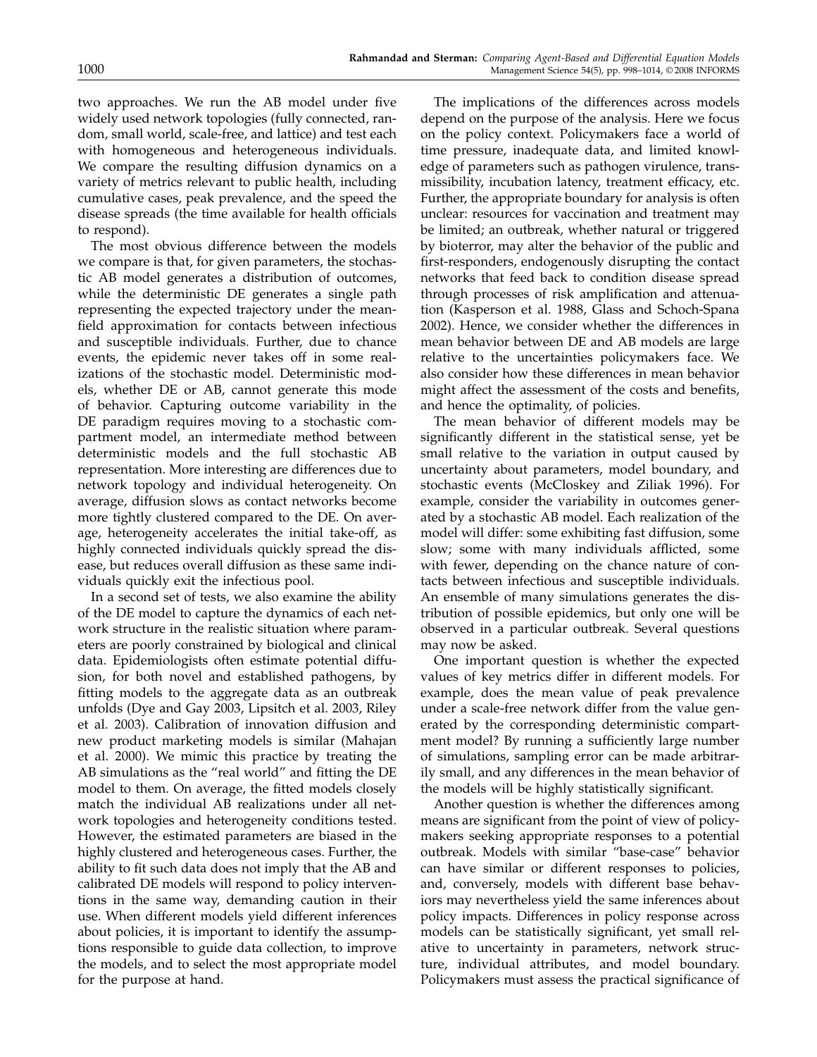two approaches. We run the AB model under five widely used network topologies (fully connected, random, small world, scale-free, and lattice) and test each with homogeneous and heterogeneous individuals. We compare the resulting diffusion dynamics on a variety of metrics relevant to public health, including cumulative cases, peak prevalence, and the speed the disease spreads (the time available for health officials to respond).

The most obvious difference between the models we compare is that, for given parameters, the stochastic AB model generates a distribution of outcomes, while the deterministic DE generates a single path representing the expected trajectory under the mean-field approximation for contacts between infectious and susceptible individuals. Further, due to chance events, the epidemic never takes off in some realizations of the stochastic model. Deterministic models, whether DE or AB, cannot generate this mode of behavior. Capturing outcome variability in the DE paradigm requires moving to a stochastic compartment model, an intermediate method between deterministic models and the full stochastic AB representation. More interesting are differences due to network topology and individual heterogeneity. On average, diffusion slows as contact networks become more tightly clustered compared to the DE. On average, heterogeneity accelerates the initial take-off, as highly connected individuals quickly spread the disease, but reduces overall diffusion as these same individuals quickly exit the infectious pool.

In a second set of tests, we also examine the ability of the DE model to capture the dynamics of each network structure in the realistic situation where parameters are poorly constrained by biological and clinical data. Epidemiologists often estimate potential diffusion, for both novel and established pathogens, by fitting models to the aggregate data as an outbreak unfolds (Dye and Gay 2003, Lipsitch et al. 2003, Riley et al. 2003). Calibration of innovation diffusion and new product marketing models is similar (Mahajan et al. 2000). We mimic this practice by treating the AB simulations as the "real world" and fitting the DE model to them. On average, the fitted models closely match the individual AB realizations under all network topologies and heterogeneity conditions tested. However, the estimated parameters are biased in the highly clustered and heterogeneous cases. Further, the ability to fit such data does not imply that the AB and calibrated DE models will respond to policy interventions in the same way, demanding caution in their use. When different models yield different inferences about policies, it is important to identify the assumptions responsible to guide data collection, to improve the models, and to select the most appropriate model for the purpose at hand.

The implications of the differences across models depend on the purpose of the analysis. Here we focus on the policy context. Policymakers face a world of time pressure, inadequate data, and limited knowledge of parameters such as pathogen virulence, transmissibility, incubation latency, treatment efficacy, etc. Further, the appropriate boundary for analysis is often unclear: resources for vaccination and treatment may be limited; an outbreak, whether natural or triggered by bioterror, may alter the behavior of the public and first-responders, endogenously disrupting the contact networks that feed back to condition disease spread through processes of risk amplification and attenuation (Kasperson et al. 1988, Glass and Schoch-Spana 2002). Hence, we consider whether the differences in mean behavior between DE and AB models are large relative to the uncertainties policymakers face. We also consider how these differences in mean behavior might affect the assessment of the costs and benefits, and hence the optimality, of policies.

The mean behavior of different models may be significantly different in the statistical sense, yet be small relative to the variation in output caused by uncertainty about parameters, model boundary, and stochastic events (McCloskey and Ziliak 1996). For example, consider the variability in outcomes generated by a stochastic AB model. Each realization of the model will differ: some exhibiting fast diffusion, some slow; some with many individuals afflicted, some with fewer, depending on the chance nature of contacts between infectious and susceptible individuals. An ensemble of many simulations generates the distribution of possible epidemics, but only one will be observed in a particular outbreak. Several questions may now be asked.

One important question is whether the expected values of key metrics differ in different models. For example, does the mean value of peak prevalence under a scale-free network differ from the value generated by the corresponding deterministic compartment model? By running a sufficiently large number of simulations, sampling error can be made arbitrarily small, and any differences in the mean behavior of the models will be highly statistically significant.

Another question is whether the differences among means are significant from the point of view of policymakers seeking appropriate responses to a potential outbreak. Models with similar "base-case" behavior can have similar or different responses to policies, and, conversely, models with different base behaviors may nevertheless yield the same inferences about policy impacts. Differences in policy response across models can be statistically significant, yet small relative to uncertainty in parameters, network structure, individual attributes, and model boundary. Policymakers must assess the practical significance of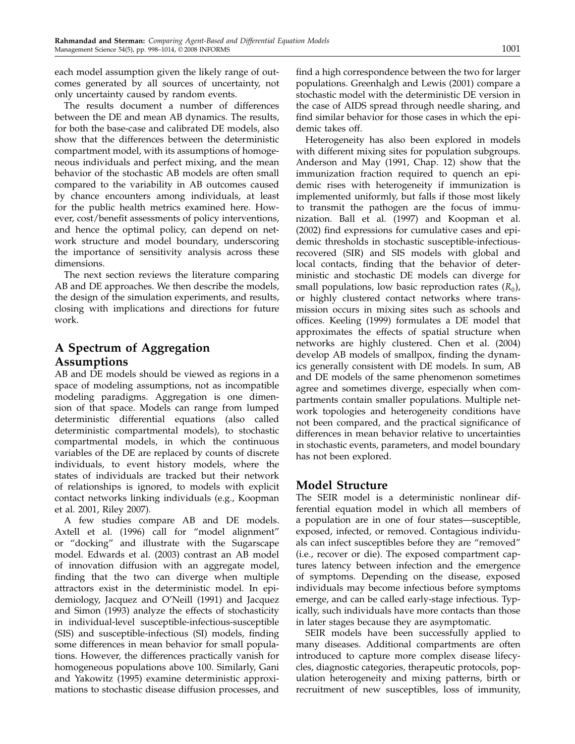each model assumption given the likely range of outcomes generated by all sources of uncertainty, not only uncertainty caused by random events.

The results document a number of differences between the DE and mean AB dynamics. The results, for both the base-case and calibrated DE models, also show that the differences between the deterministic compartment model, with its assumptions of homogeneous individuals and perfect mixing, and the mean behavior of the stochastic AB models are often small compared to the variability in AB outcomes caused by chance encounters among individuals, at least for the public health metrics examined here. However, cost/benefit assessments of policy interventions, and hence the optimal policy, can depend on network structure and model boundary, underscoring the importance of sensitivity analysis across these dimensions.

The next section reviews the literature comparing AB and DE approaches. We then describe the models, the design of the simulation experiments, and results, closing with implications and directions for future work.

## A Spectrum of Aggregation Assumptions

AB and DE models should be viewed as regions in a space of modeling assumptions, not as incompatible modeling paradigms. Aggregation is one dimension of that space. Models can range from lumped deterministic differential equations (also called deterministic compartmental models), to stochastic compartmental models, in which the continuous variables of the DE are replaced by counts of discrete individuals, to event history models, where the states of individuals are tracked but their network of relationships is ignored, to models with explicit contact networks linking individuals (e.g., Koopman et al. 2001, Riley 2007).

A few studies compare AB and DE models. Axtell et al. (1996) call for "model alignment" or "docking" and illustrate with the Sugarscape model. Edwards et al. (2003) contrast an AB model of innovation diffusion with an aggregate model, finding that the two can diverge when multiple attractors exist in the deterministic model. In epidemiology, Jacquez and O'Neill (1991) and Jacquez and Simon (1993) analyze the effects of stochasticity in individual-level susceptible-infectious-susceptible (SIS) and susceptible-infectious (SI) models, finding some differences in mean behavior for small populations. However, the differences practically vanish for homogeneous populations above 100. Similarly, Gani and Yakowitz (1995) examine deterministic approximations to stochastic disease diffusion processes, and find a high correspondence between the two for larger populations. Greenhalgh and Lewis (2001) compare a stochastic model with the deterministic DE version in the case of AIDS spread through needle sharing, and find similar behavior for those cases in which the epidemic takes off.

Heterogeneity has also been explored in models with different mixing sites for population subgroups. Anderson and May (1991, Chap. 12) show that the immunization fraction required to quench an epidemic rises with heterogeneity if immunization is implemented uniformly, but falls if those most likely to transmit the pathogen are the focus of immunization. Ball et al. (1997) and Koopman et al. (2002) find expressions for cumulative cases and epidemic thresholds in stochastic susceptible-infectious-recovered (SIR) and SIS models with global and local contacts, finding that the behavior of deterministic and stochastic DE models can diverge for small populations, low basic reproduction rates ($R_0$), or highly clustered contact networks where transmission occurs in mixing sites such as schools and offices. Keeling (1999) formulates a DE model that approximates the effects of spatial structure when networks are highly clustered. Chen et al. (2004) develop AB models of smallpox, finding the dynamics generally consistent with DE models. In sum, AB and DE models of the same phenomenon sometimes agree and sometimes diverge, especially when compartments contain smaller populations. Multiple network topologies and heterogeneity conditions have not been compared, and the practical significance of differences in mean behavior relative to uncertainties in stochastic events, parameters, and model boundary has not been explored.

## Model Structure

The SEIR model is a deterministic nonlinear differential equation model in which all members of a population are in one of four states—susceptible, exposed, infected, or removed. Contagious individuals can infect susceptibles before they are "removed" (i.e., recover or die). The exposed compartment captures latency between infection and the emergence of symptoms. Depending on the disease, exposed individuals may become infectious before symptoms emerge, and can be called early-stage infectious. Typically, such individuals have more contacts than those in later stages because they are asymptomatic.

SEIR models have been successfully applied to many diseases. Additional compartments are often introduced to capture more complex disease lifecycles, diagnostic categories, therapeutic protocols, population heterogeneity and mixing patterns, birth or recruitment of new susceptibles, loss of immunity,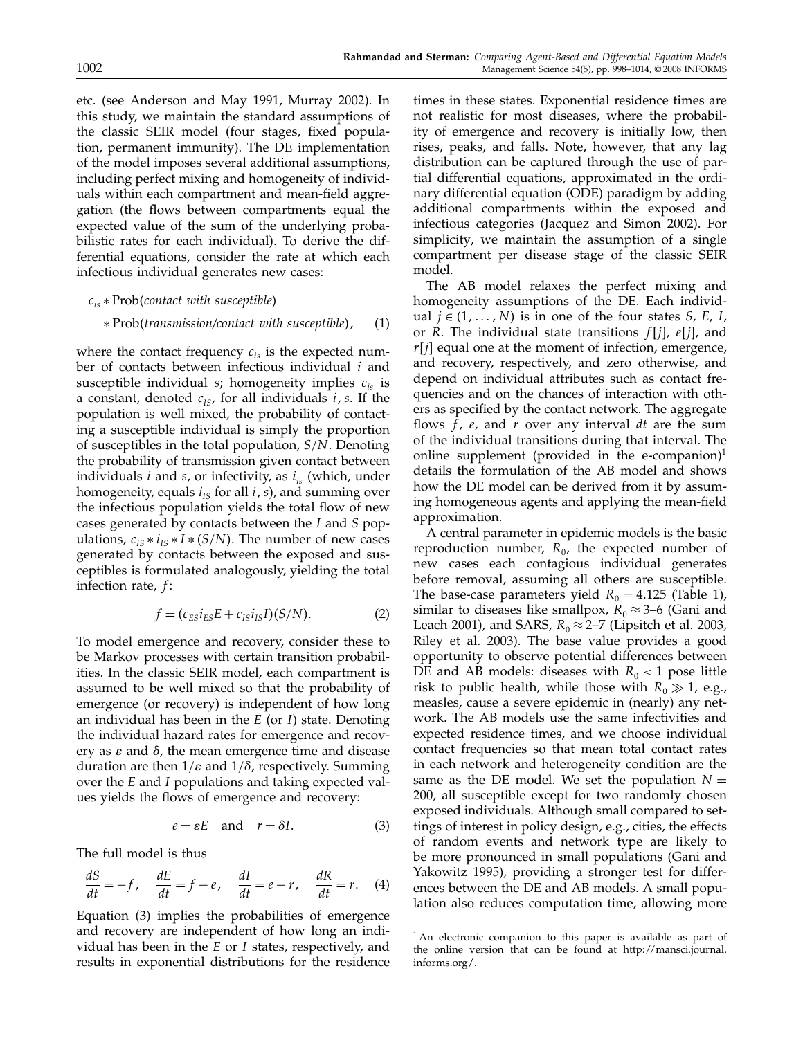etc. (see Anderson and May 1991, Murray 2002). In this study, we maintain the standard assumptions of the classic SEIR model (four stages, fixed population, permanent immunity). The DE implementation of the model imposes several additional assumptions, including perfect mixing and homogeneity of individuals within each compartment and mean-field aggregation (the flows between compartments equal the expected value of the sum of the underlying probabilistic rates for each individual). To derive the differential equations, consider the rate at which each infectious individual generates new cases:

$$c_{is} * \text{Prob}(\textit{contact with susceptible}) * \text{Prob}(\textit{transmission/contact with susceptible}), \quad (1)$$

where the contact frequency $c_{is}$ is the expected number of contacts between infectious individual $i$ and susceptible individual $s$; homogeneity implies $c_{is}$ is a constant, denoted $c_{IS}$, for all individuals $i, s$. If the population is well mixed, the probability of contacting a susceptible individual is simply the proportion of susceptibles in the total population, $S/N$. Denoting the probability of transmission given contact between individuals $i$ and $s$, or infectivity, as $i_{is}$ (which, under homogeneity, equals $i_{IS}$ for all $i, s$), and summing over the infectious population yields the total flow of new cases generated by contacts between the $I$ and $S$ populations, $c_{IS} * i_{IS} * I * (S/N)$. The number of new cases generated by contacts between the exposed and susceptibles is formulated analogously, yielding the total infection rate, $f$:

$$f = (c_{ES} i_{ES} E + c_{IS} i_{IS} I)(S/N). \quad (2)$$

To model emergence and recovery, consider these to be Markov processes with certain transition probabilities. In the classic SEIR model, each compartment is assumed to be well mixed so that the probability of emergence (or recovery) is independent of how long an individual has been in the $E$ (or $I$) state. Denoting the individual hazard rates for emergence and recovery as $\varepsilon$ and $\delta$, the mean emergence time and disease duration are then $1/\varepsilon$ and $1/\delta$, respectively. Summing over the $E$ and $I$ populations and taking expected values yields the flows of emergence and recovery:

$$e = \varepsilon E \quad \text{and} \quad r = \delta I. \quad (3)$$

The full model is thus

$$\frac{dS}{dt} = -f, \quad \frac{dE}{dt} = f - e, \quad \frac{dI}{dt} = e - r, \quad \frac{dR}{dt} = r. \quad (4)$$

Equation (3) implies the probabilities of emergence and recovery are independent of how long an individual has been in the $E$ or $I$ states, respectively, and results in exponential distributions for the residence times in these states. Exponential residence times are not realistic for most diseases, where the probability of emergence and recovery is initially low, then rises, peaks, and falls. Note, however, that any lag distribution can be captured through the use of partial differential equations, approximated in the ordinary differential equation (ODE) paradigm by adding additional compartments within the exposed and infectious categories (Jacquez and Simon 2002). For simplicity, we maintain the assumption of a single compartment per disease stage of the classic SEIR model.

The AB model relaxes the perfect mixing and homogeneity assumptions of the DE. Each individual $j \in (1, \ldots, N)$ is in one of the four states $S$, $E$, $I$, or $R$. The individual state transitions $f[j]$, $e[j]$, and $r[j]$ equal one at the moment of infection, emergence, and recovery, respectively, and zero otherwise, and depend on individual attributes such as contact frequencies and on the chances of interaction with others as specified by the contact network. The aggregate flows $f$, $e$, and $r$ over any interval $dt$ are the sum of the individual transitions during that interval. The online supplement (provided in the e-companion)[1] details the formulation of the AB model and shows how the DE model can be derived from it by assuming homogeneous agents and applying the mean-field approximation.

A central parameter in epidemic models is the basic reproduction number, $R_0$, the expected number of new cases each contagious individual generates before removal, assuming all others are susceptible. The base-case parameters yield $R_0 = 4.125$ (Table 1), similar to diseases like smallpox, $R_0 \approx 3$–$6$ (Gani and Leach 2001), and SARS, $R_0 \approx 2$–$7$ (Lipsitch et al. 2003, Riley et al. 2003). The base value provides a good opportunity to observe potential differences between DE and AB models: diseases with $R_0 < 1$ pose little risk to public health, while those with $R_0 \gg 1$, e.g., measles, cause a severe epidemic in (nearly) any network. The AB models use the same infectivities and expected residence times, and we choose individual contact frequencies so that mean total contact rates in each network and heterogeneity condition are the same as the DE model. We set the population $N = 200$, all susceptible except for two randomly chosen exposed individuals. Although small compared to settings of interest in policy design, e.g., cities, the effects of random events and network type are likely to be more pronounced in small populations (Gani and Yakowitz 1995), providing a stronger test for differences between the DE and AB models. A small population also reduces computation time, allowing more

[1] An electronic companion to this paper is available as part of the online version that can be found at http://mansci.journal.informs.org/.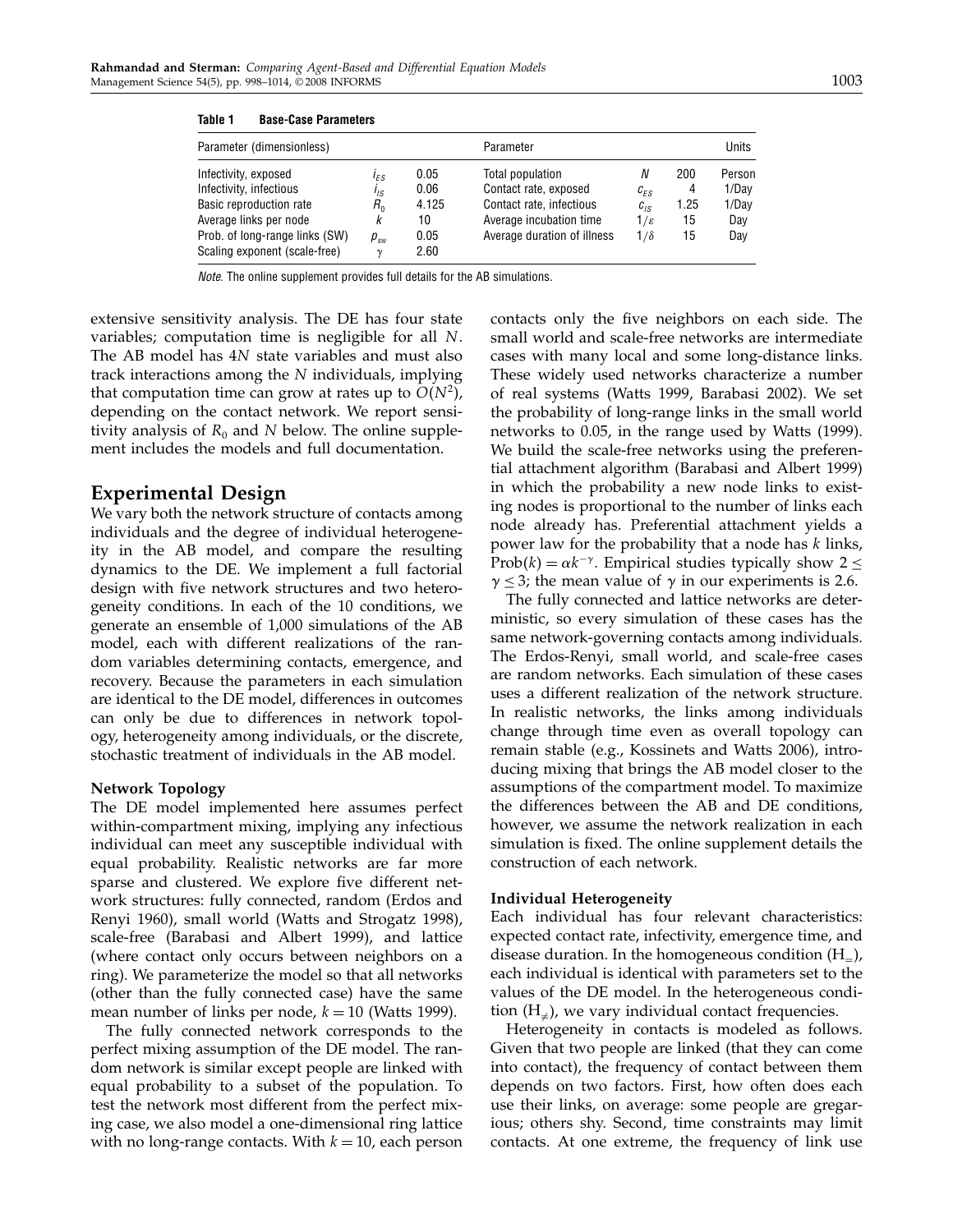**Table 1 Base-Case Parameters**

| Parameter (dimensionless) | | | Parameter | | | Units |
|---|---|---|---|---|---|---|
| Infectivity, exposed | $i_{ES}$ | 0.05 | Total population | $N$ | 200 | Person |
| Infectivity, infectious | $i_{IS}$ | 0.06 | Contact rate, exposed | $c_{ES}$ | 4 | 1/Day |
| Basic reproduction rate | $R_0$ | 4.125 | Contact rate, infectious | $c_{IS}$ | 1.25 | 1/Day |
| Average links per node | $k$ | 10 | Average incubation time | $1/\varepsilon$ | 15 | Day |
| Prob. of long-range links (SW) | $p_{sw}$ | 0.05 | Average duration of illness | $1/\delta$ | 15 | Day |
| Scaling exponent (scale-free) | $\gamma$ | 2.60 | | | | |

*Note*. The online supplement provides full details for the AB simulations.

extensive sensitivity analysis. The DE has four state variables; computation time is negligible for all $N$. The AB model has $4N$ state variables and must also track interactions among the $N$ individuals, implying that computation time can grow at rates up to $O(N^2)$, depending on the contact network. We report sensitivity analysis of $R_0$ and $N$ below. The online supplement includes the models and full documentation.

## Experimental Design

We vary both the network structure of contacts among individuals and the degree of individual heterogeneity in the AB model, and compare the resulting dynamics to the DE. We implement a full factorial design with five network structures and two heterogeneity conditions. In each of the 10 conditions, we generate an ensemble of 1,000 simulations of the AB model, each with different realizations of the random variables determining contacts, emergence, and recovery. Because the parameters in each simulation are identical to the DE model, differences in outcomes can only be due to differences in network topology, heterogeneity among individuals, or the discrete, stochastic treatment of individuals in the AB model.

### Network Topology

The DE model implemented here assumes perfect within-compartment mixing, implying any infectious individual can meet any susceptible individual with equal probability. Realistic networks are far more sparse and clustered. We explore five different network structures: fully connected, random (Erdos and Renyi 1960), small world (Watts and Strogatz 1998), scale-free (Barabasi and Albert 1999), and lattice (where contact only occurs between neighbors on a ring). We parameterize the model so that all networks (other than the fully connected case) have the same mean number of links per node, $k = 10$ (Watts 1999).

The fully connected network corresponds to the perfect mixing assumption of the DE model. The random network is similar except people are linked with equal probability to a subset of the population. To test the network most different from the perfect mixing case, we also model a one-dimensional ring lattice with no long-range contacts. With $k = 10$, each person contacts only the five neighbors on each side. The small world and scale-free networks are intermediate cases with many local and some long-distance links. These widely used networks characterize a number of real systems (Watts 1999, Barabasi 2002). We set the probability of long-range links in the small world networks to 0.05, in the range used by Watts (1999). We build the scale-free networks using the preferential attachment algorithm (Barabasi and Albert 1999) in which the probability a new node links to existing nodes is proportional to the number of links each node already has. Preferential attachment yields a power law for the probability that a node has $k$ links, $\text{Prob}(k) = \alpha k^{-\gamma}$. Empirical studies typically show $2 \leq \gamma \leq 3$; the mean value of $\gamma$ in our experiments is 2.6.

The fully connected and lattice networks are deterministic, so every simulation of these cases has the same network-governing contacts among individuals. The Erdos-Renyi, small world, and scale-free cases are random networks. Each simulation of these cases uses a different realization of the network structure. In realistic networks, the links among individuals change through time even as overall topology can remain stable (e.g., Kossinets and Watts 2006), introducing mixing that brings the AB model closer to the assumptions of the compartment model. To maximize the differences between the AB and DE conditions, however, we assume the network realization in each simulation is fixed. The online supplement details the construction of each network.

### Individual Heterogeneity

Each individual has four relevant characteristics: expected contact rate, infectivity, emergence time, and disease duration. In the homogeneous condition ($H_=$), each individual is identical with parameters set to the values of the DE model. In the heterogeneous condition ($H_{\neq}$), we vary individual contact frequencies.

Heterogeneity in contacts is modeled as follows. Given that two people are linked (that they can come into contact), the frequency of contact between them depends on two factors. First, how often does each use their links, on average: some people are gregarious; others shy. Second, time constraints may limit contacts. At one extreme, the frequency of link use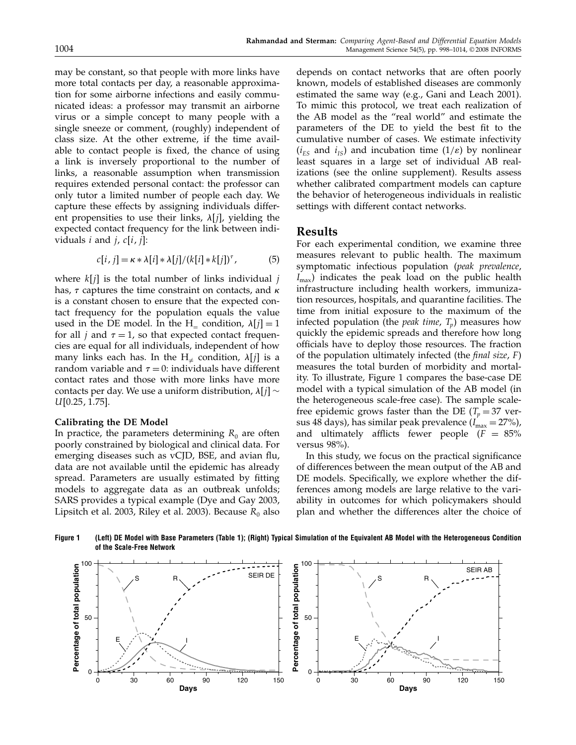may be constant, so that people with more links have more total contacts per day, a reasonable approximation for some airborne infections and easily communicated ideas: a professor may transmit an airborne virus or a simple concept to many people with a single sneeze or comment, (roughly) independent of class size. At the other extreme, if the time available to contact people is fixed, the chance of using a link is inversely proportional to the number of links, a reasonable assumption when transmission requires extended personal contact: the professor can only tutor a limited number of people each day. We capture these effects by assigning individuals different propensities to use their links, $\lambda[j]$, yielding the expected contact frequency for the link between individuals $i$ and $j$, $c[i,j]$:

$$c[i,j] = \kappa * \lambda[i] * \lambda[j]/(k[i] * k[j])^{\tau}, \tag{5}$$

where $k[j]$ is the total number of links individual $j$ has, $\tau$ captures the time constraint on contacts, and $\kappa$ is a constant chosen to ensure that the expected contact frequency for the population equals the value used in the DE model. In the $H_{=}$ condition, $\lambda[j] = 1$ for all $j$ and $\tau = 1$, so that expected contact frequencies are equal for all individuals, independent of how many links each has. In the $H_{\neq}$ condition, $\lambda[j]$ is a random variable and $\tau = 0$: individuals have different contact rates and those with more links have more contacts per day. We use a uniform distribution, $\lambda[j] \sim U[0.25, 1.75]$.

### Calibrating the DE Model

In practice, the parameters determining $R_0$ are often poorly constrained by biological and clinical data. For emerging diseases such as vCJD, BSE, and avian flu, data are not available until the epidemic has already spread. Parameters are usually estimated by fitting models to aggregate data as an outbreak unfolds; SARS provides a typical example (Dye and Gay 2003, Lipsitch et al. 2003, Riley et al. 2003). Because $R_0$ also depends on contact networks that are often poorly known, models of established diseases are commonly estimated the same way (e.g., Gani and Leach 2001). To mimic this protocol, we treat each realization of the AB model as the "real world" and estimate the parameters of the DE to yield the best fit to the cumulative number of cases. We estimate infectivity ($i_{ES}$ and $i_{IS}$) and incubation time ($1/\varepsilon$) by nonlinear least squares in a large set of individual AB realizations (see the online supplement). Results assess whether calibrated compartment models can capture the behavior of heterogeneous individuals in realistic settings with different contact networks.

## Results

For each experimental condition, we examine three measures relevant to public health. The maximum symptomatic infectious population (*peak prevalence*, $I_{\max}$) indicates the peak load on the public health infrastructure including health workers, immunization resources, hospitals, and quarantine facilities. The time from initial exposure to the maximum of the infected population (the *peak time*, $T_p$) measures how quickly the epidemic spreads and therefore how long officials have to deploy those resources. The fraction of the population ultimately infected (the *final size*, $F$) measures the total burden of morbidity and mortality. To illustrate, Figure 1 compares the base-case DE model with a typical simulation of the AB model (in the heterogeneous scale-free case). The sample scale-free epidemic grows faster than the DE ($T_p = 37$ versus 48 days), has similar peak prevalence ($I_{\max} = 27\%$), and ultimately afflicts fewer people ($F = 85\%$ versus 98%).

In this study, we focus on the practical significance of differences between the mean output of the AB and DE models. Specifically, we explore whether the differences among models are large relative to the variability in outcomes for which policymakers should plan and whether the differences alter the choice of

**Figure 1** (Left) DE Model with Base Parameters (Table 1); (Right) Typical Simulation of the Equivalent AB Model with the Heterogeneous Condition of the Scale-Free Network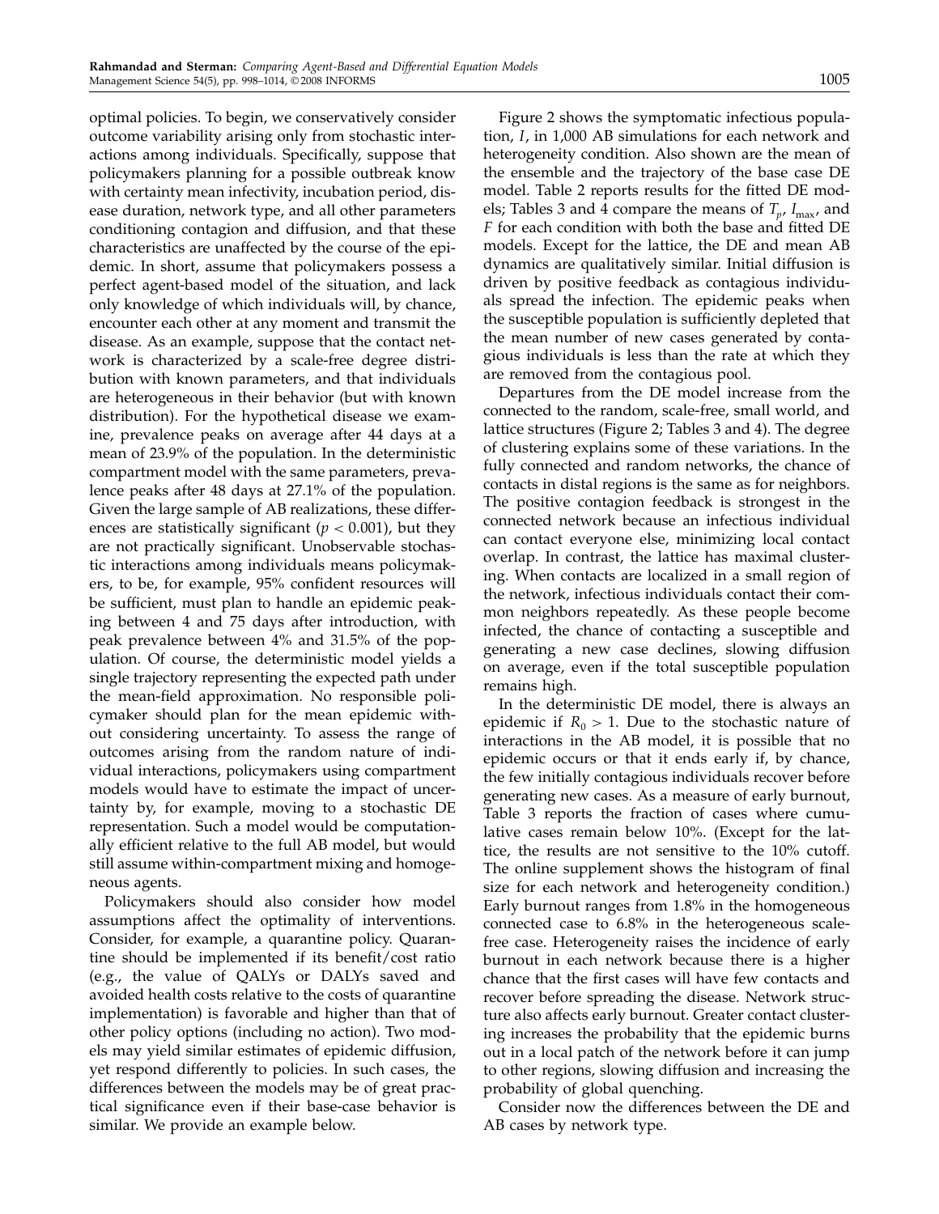optimal policies. To begin, we conservatively consider outcome variability arising only from stochastic interactions among individuals. Specifically, suppose that policymakers planning for a possible outbreak know with certainty mean infectivity, incubation period, disease duration, network type, and all other parameters conditioning contagion and diffusion, and that these characteristics are unaffected by the course of the epidemic. In short, assume that policymakers possess a perfect agent-based model of the situation, and lack only knowledge of which individuals will, by chance, encounter each other at any moment and transmit the disease. As an example, suppose that the contact network is characterized by a scale-free degree distribution with known parameters, and that individuals are heterogeneous in their behavior (but with known distribution). For the hypothetical disease we examine, prevalence peaks on average after 44 days at a mean of 23.9% of the population. In the deterministic compartment model with the same parameters, prevalence peaks after 48 days at 27.1% of the population. Given the large sample of AB realizations, these differences are statistically significant ($p < 0.001$), but they are not practically significant. Unobservable stochastic interactions among individuals means policymakers, to be, for example, 95% confident resources will be sufficient, must plan to handle an epidemic peaking between 4 and 75 days after introduction, with peak prevalence between 4% and 31.5% of the population. Of course, the deterministic model yields a single trajectory representing the expected path under the mean-field approximation. No responsible policymaker should plan for the mean epidemic without considering uncertainty. To assess the range of outcomes arising from the random nature of individual interactions, policymakers using compartment models would have to estimate the impact of uncertainty by, for example, moving to a stochastic DE representation. Such a model would be computationally efficient relative to the full AB model, but would still assume within-compartment mixing and homogeneous agents.

Policymakers should also consider how model assumptions affect the optimality of interventions. Consider, for example, a quarantine policy. Quarantine should be implemented if its benefit/cost ratio (e.g., the value of QALYs or DALYs saved and avoided health costs relative to the costs of quarantine implementation) is favorable and higher than that of other policy options (including no action). Two models may yield similar estimates of epidemic diffusion, yet respond differently to policies. In such cases, the differences between the models may be of great practical significance even if their base-case behavior is similar. We provide an example below.

Figure 2 shows the symptomatic infectious population, $I$, in 1,000 AB simulations for each network and heterogeneity condition. Also shown are the mean of the ensemble and the trajectory of the base case DE model. Table 2 reports results for the fitted DE models; Tables 3 and 4 compare the means of $T_p$, $I_{\max}$, and $F$ for each condition with both the base and fitted DE models. Except for the lattice, the DE and mean AB dynamics are qualitatively similar. Initial diffusion is driven by positive feedback as contagious individuals spread the infection. The epidemic peaks when the susceptible population is sufficiently depleted that the mean number of new cases generated by contagious individuals is less than the rate at which they are removed from the contagious pool.

Departures from the DE model increase from the connected to the random, scale-free, small world, and lattice structures (Figure 2; Tables 3 and 4). The degree of clustering explains some of these variations. In the fully connected and random networks, the chance of contacts in distal regions is the same as for neighbors. The positive contagion feedback is strongest in the connected network because an infectious individual can contact everyone else, minimizing local contact overlap. In contrast, the lattice has maximal clustering. When contacts are localized in a small region of the network, infectious individuals contact their common neighbors repeatedly. As these people become infected, the chance of contacting a susceptible and generating a new case declines, slowing diffusion on average, even if the total susceptible population remains high.

In the deterministic DE model, there is always an epidemic if $R_0 > 1$. Due to the stochastic nature of interactions in the AB model, it is possible that no epidemic occurs or that it ends early if, by chance, the few initially contagious individuals recover before generating new cases. As a measure of early burnout, Table 3 reports the fraction of cases where cumulative cases remain below 10%. (Except for the lattice, the results are not sensitive to the 10% cutoff. The online supplement shows the histogram of final size for each network and heterogeneity condition.) Early burnout ranges from 1.8% in the homogeneous connected case to 6.8% in the heterogeneous scale-free case. Heterogeneity raises the incidence of early burnout in each network because there is a higher chance that the first cases will have few contacts and recover before spreading the disease. Network structure also affects early burnout. Greater contact clustering increases the probability that the epidemic burns out in a local patch of the network before it can jump to other regions, slowing diffusion and increasing the probability of global quenching.

Consider now the differences between the DE and AB cases by network type.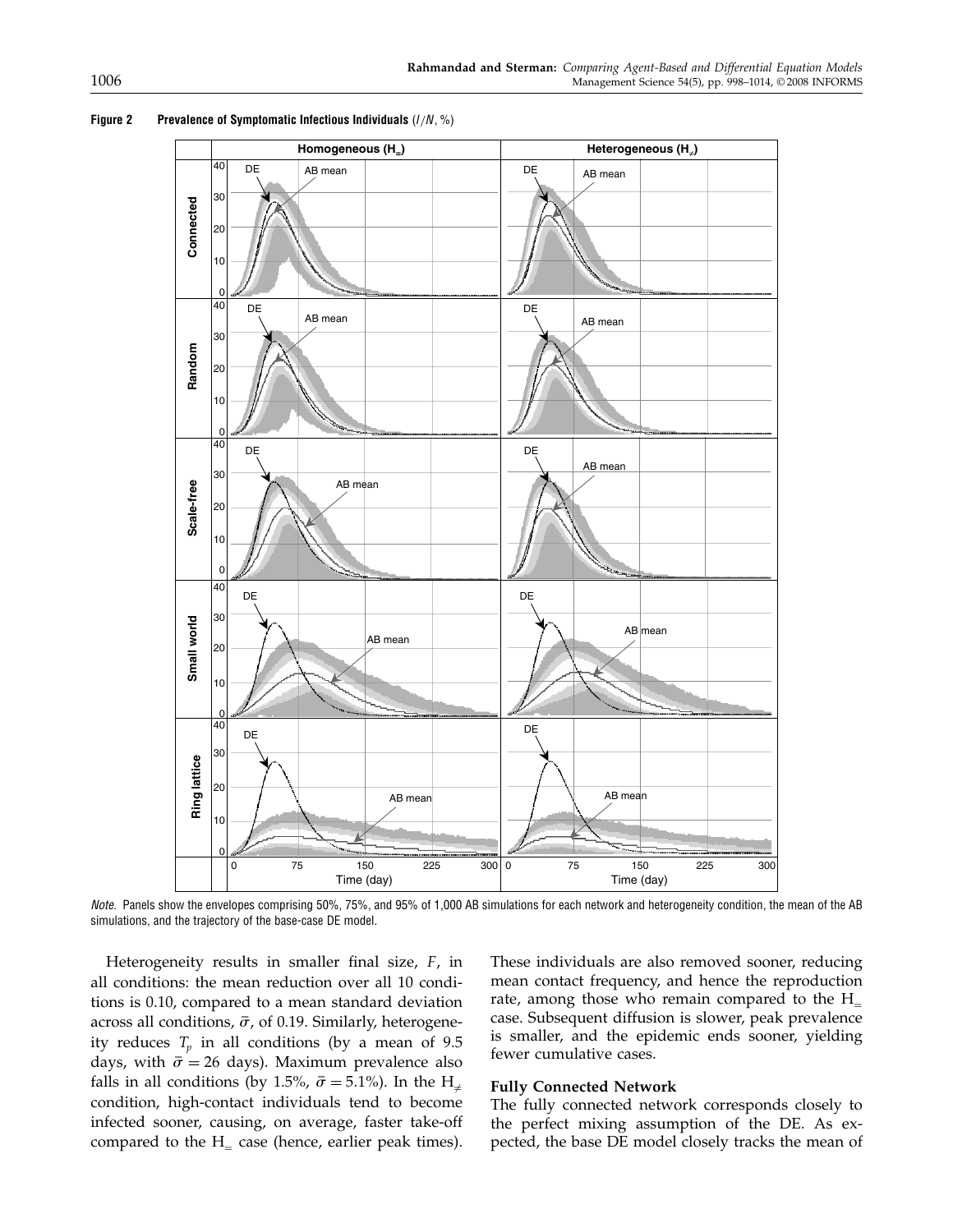**Figure 2 Prevalence of Symptomatic Infectious Individuals ($I/N$, %)**

*Note.* Panels show the envelopes comprising 50%, 75%, and 95% of 1,000 AB simulations for each network and heterogeneity condition, the mean of the AB simulations, and the trajectory of the base-case DE model.

Heterogeneity results in smaller final size, $F$, in all conditions: the mean reduction over all 10 conditions is 0.10, compared to a mean standard deviation across all conditions, $\bar{\sigma}$, of 0.19. Similarly, heterogeneity reduces $T_p$ in all conditions (by a mean of 9.5 days, with $\bar{\sigma} = 26$ days). Maximum prevalence also falls in all conditions (by 1.5%, $\bar{\sigma} = 5.1\%$). In the $H_{\neq}$ condition, high-contact individuals tend to become infected sooner, causing, on average, faster take-off compared to the $H_{=}$ case (hence, earlier peak times). These individuals are also removed sooner, reducing mean contact frequency, and hence the reproduction rate, among those who remain compared to the $H_{=}$ case. Subsequent diffusion is slower, peak prevalence is smaller, and the epidemic ends sooner, yielding fewer cumulative cases.

### Fully Connected Network

The fully connected network corresponds closely to the perfect mixing assumption of the DE. As expected, the base DE model closely tracks the mean of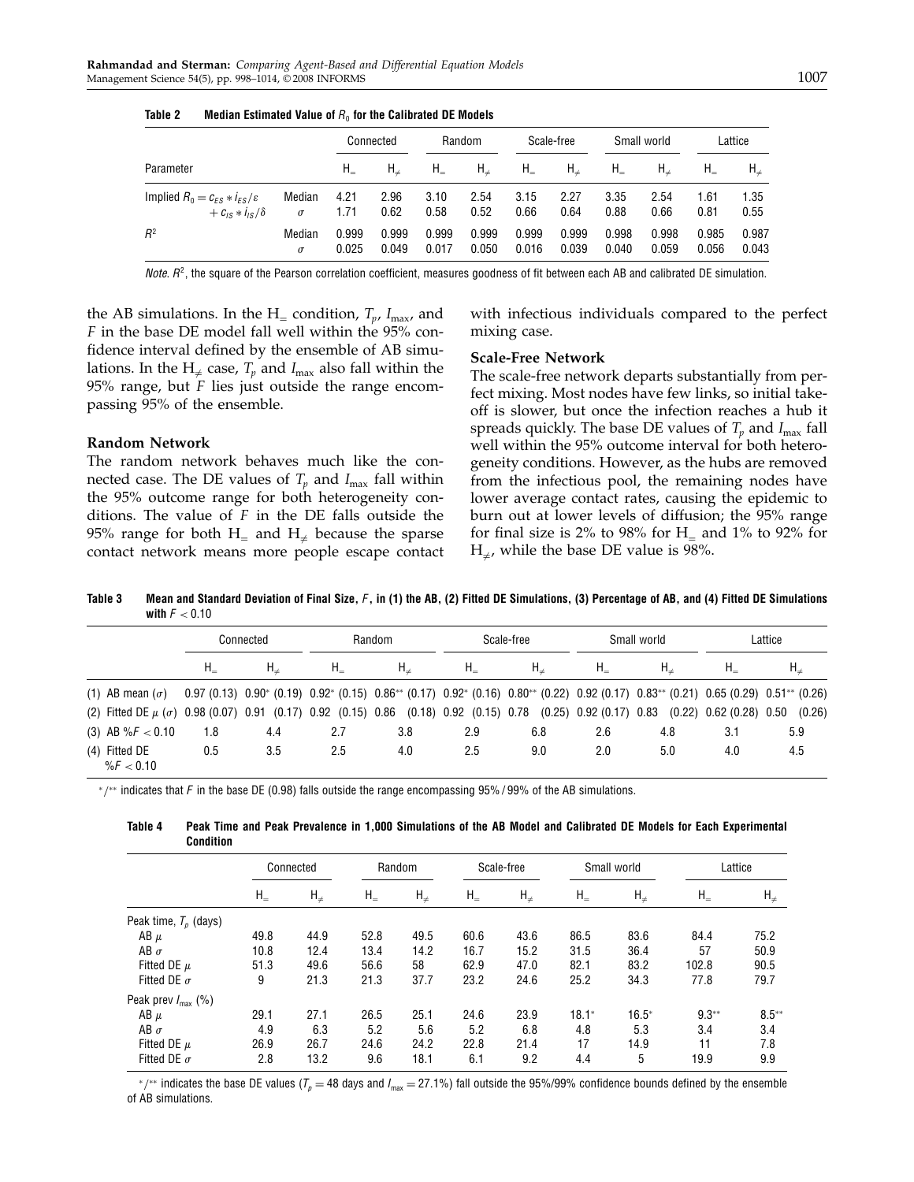**Table 2 Median Estimated Value of $R_0$ for the Calibrated DE Models**

| Parameter | | Connected | | Random | | Scale-free | | Small world | | Lattice | |
|---|---|---|---|---|---|---|---|---|---|---|---|
| | | $H_=$ | $H_{\neq}$ | $H_=$ | $H_{\neq}$ | $H_=$ | $H_{\neq}$ | $H_=$ | $H_{\neq}$ | $H_=$ | $H_{\neq}$ |
| Implied $R_0 = c_{ES} * i_{ES}/\varepsilon + c_{IS} * i_{IS}/\delta$ | Median | 4.21 | 2.96 | 3.10 | 2.54 | 3.15 | 2.27 | 3.35 | 2.54 | 1.61 | 1.35 |
| | $\sigma$ | 1.71 | 0.62 | 0.58 | 0.52 | 0.66 | 0.64 | 0.88 | 0.66 | 0.81 | 0.55 |
| $R^2$ | Median | 0.999 | 0.999 | 0.999 | 0.999 | 0.999 | 0.999 | 0.998 | 0.998 | 0.985 | 0.987 |
| | $\sigma$ | 0.025 | 0.049 | 0.017 | 0.050 | 0.016 | 0.039 | 0.040 | 0.059 | 0.056 | 0.043 |

*Note.* $R^2$, the square of the Pearson correlation coefficient, measures goodness of fit between each AB and calibrated DE simulation.

the AB simulations. In the $H_=$ condition, $T_p$, $I_{max}$, and $F$ in the base DE model fall well within the 95% confidence interval defined by the ensemble of AB simulations. In the $H_{\neq}$ case, $T_p$ and $I_{max}$ also fall within the 95% range, but $F$ lies just outside the range encompassing 95% of the ensemble.

### Random Network

The random network behaves much like the connected case. The DE values of $T_p$ and $I_{max}$ fall within the 95% outcome range for both heterogeneity conditions. The value of $F$ in the DE falls outside the 95% range for both $H_=$ and $H_{\neq}$ because the sparse contact network means more people escape contact with infectious individuals compared to the perfect mixing case.

### Scale-Free Network

The scale-free network departs substantially from perfect mixing. Most nodes have few links, so initial takeoff is slower, but once the infection reaches a hub it spreads quickly. The base DE values of $T_p$ and $I_{max}$ fall well within the 95% outcome interval for both heterogeneity conditions. However, as the hubs are removed from the infectious pool, the remaining nodes have lower average contact rates, causing the epidemic to burn out at lower levels of diffusion; the 95% range for final size is 2% to 98% for $H_=$ and 1% to 92% for $H_{\neq}$, while the base DE value is 98%.

**Table 3 Mean and Standard Deviation of Final Size, $F$, in (1) the AB, (2) Fitted DE Simulations, (3) Percentage of AB, and (4) Fitted DE Simulations with $F < 0.10$**

| | Connected | | Random | | Scale-free | | Small world | | Lattice | |
|---|---|---|---|---|---|---|---|---|---|---|
| | $H_=$ | $H_{\neq}$ | $H_=$ | $H_{\neq}$ | $H_=$ | $H_{\neq}$ | $H_=$ | $H_{\neq}$ | $H_=$ | $H_{\neq}$ |
| (1) AB mean ($\sigma$) | 0.97 (0.13) | 0.90* (0.19) | 0.92* (0.15) | 0.86** (0.17) | 0.92* (0.16) | 0.80** (0.22) | 0.92 (0.17) | 0.83** (0.21) | 0.65 (0.29) | 0.51** (0.26) |
| (2) Fitted DE $\mu$ ($\sigma$) | 0.98 (0.07) | 0.91 (0.17) | 0.92 (0.15) | 0.86 (0.18) | 0.92 (0.15) | 0.78 (0.25) | 0.92 (0.17) | 0.83 (0.22) | 0.62 (0.28) | 0.50 (0.26) |
| (3) AB $\%F < 0.10$ | 1.8 | 4.4 | 2.7 | 3.8 | 2.9 | 6.8 | 2.6 | 4.8 | 3.1 | 5.9 |
| (4) Fitted DE $\%F < 0.10$ | 0.5 | 3.5 | 2.5 | 4.0 | 2.5 | 9.0 | 2.0 | 5.0 | 4.0 | 4.5 |

*/** indicates that $F$ in the base DE (0.98) falls outside the range encompassing 95%/99% of the AB simulations.

**Table 4 Peak Time and Peak Prevalence in 1,000 Simulations of the AB Model and Calibrated DE Models for Each Experimental Condition**

| | Connected | | Random | | Scale-free | | Small world | | Lattice | |
|---|---|---|---|---|---|---|---|---|---|---|
| | $H_=$ | $H_{\neq}$ | $H_=$ | $H_{\neq}$ | $H_=$ | $H_{\neq}$ | $H_=$ | $H_{\neq}$ | $H_=$ | $H_{\neq}$ |
| Peak time, $T_p$ (days) | | | | | | | | | | |
| AB $\mu$ | 49.8 | 44.9 | 52.8 | 49.5 | 60.6 | 43.6 | 86.5 | 83.6 | 84.4 | 75.2 |
| AB $\sigma$ | 10.8 | 12.4 | 13.4 | 14.2 | 16.7 | 15.2 | 31.5 | 36.4 | 57 | 50.9 |
| Fitted DE $\mu$ | 51.3 | 49.6 | 56.6 | 58 | 62.9 | 47.0 | 82.1 | 83.2 | 102.8 | 90.5 |
| Fitted DE $\sigma$ | 9 | 21.3 | 21.3 | 37.7 | 23.2 | 24.6 | 25.2 | 34.3 | 77.8 | 79.7 |
| Peak prev $I_{max}$ (%) | | | | | | | | | | |
| AB $\mu$ | 29.1 | 27.1 | 26.5 | 25.1 | 24.6 | 23.9 | 18.1* | 16.5* | 9.3** | 8.5** |
| AB $\sigma$ | 4.9 | 6.3 | 5.2 | 5.6 | 5.2 | 6.8 | 4.8 | 5.3 | 3.4 | 3.4 |
| Fitted DE $\mu$ | 26.9 | 26.7 | 24.6 | 24.2 | 22.8 | 21.4 | 17 | 14.9 | 11 | 7.8 |
| Fitted DE $\sigma$ | 2.8 | 13.2 | 9.6 | 18.1 | 6.1 | 9.2 | 4.4 | 5 | 19.9 | 9.9 |

*/** indicates the base DE values ($T_p = 48$ days and $I_{max} = 27.1\%$) fall outside the 95%/99% confidence bounds defined by the ensemble of AB simulations.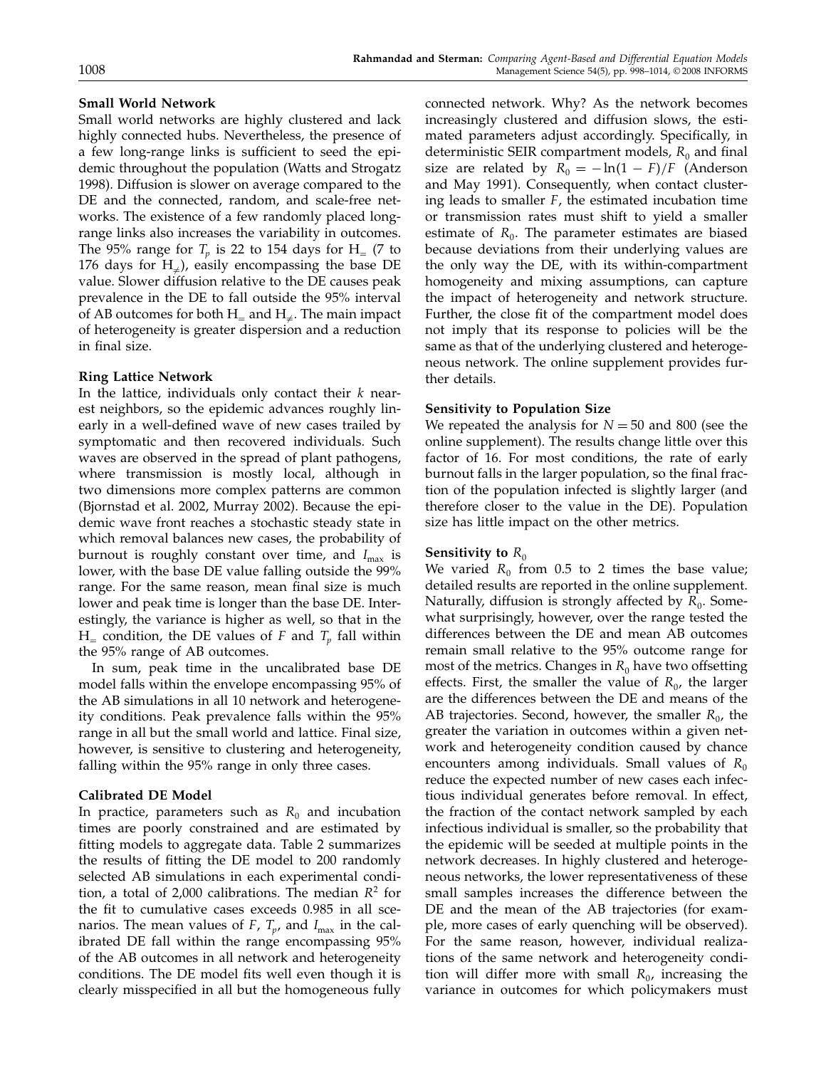**Small World Network**

Small world networks are highly clustered and lack highly connected hubs. Nevertheless, the presence of a few long-range links is sufficient to seed the epidemic throughout the population (Watts and Strogatz 1998). Diffusion is slower on average compared to the DE and the connected, random, and scale-free networks. The existence of a few randomly placed long-range links also increases the variability in outcomes. The 95% range for $T_p$ is 22 to 154 days for $H_=$ (7 to 176 days for $H_{\neq}$), easily encompassing the base DE value. Slower diffusion relative to the DE causes peak prevalence in the DE to fall outside the 95% interval of AB outcomes for both $H_=$ and $H_{\neq}$. The main impact of heterogeneity is greater dispersion and a reduction in final size.

**Ring Lattice Network**

In the lattice, individuals only contact their $k$ nearest neighbors, so the epidemic advances roughly linearly in a well-defined wave of new cases trailed by symptomatic and then recovered individuals. Such waves are observed in the spread of plant pathogens, where transmission is mostly local, although in two dimensions more complex patterns are common (Bjornstad et al. 2002, Murray 2002). Because the epidemic wave front reaches a stochastic steady state in which removal balances new cases, the probability of burnout is roughly constant over time, and $I_{\max}$ is lower, with the base DE value falling outside the 99% range. For the same reason, mean final size is much lower and peak time is longer than the base DE. Interestingly, the variance is higher as well, so that in the $H_=$ condition, the DE values of $F$ and $T_p$ fall within the 95% range of AB outcomes.

In sum, peak time in the uncalibrated base DE model falls within the envelope encompassing 95% of the AB simulations in all 10 network and heterogeneity conditions. Peak prevalence falls within the 95% range in all but the small world and lattice. Final size, however, is sensitive to clustering and heterogeneity, falling within the 95% range in only three cases.

**Calibrated DE Model**

In practice, parameters such as $R_0$ and incubation times are poorly constrained and are estimated by fitting models to aggregate data. Table 2 summarizes the results of fitting the DE model to 200 randomly selected AB simulations in each experimental condition, a total of 2,000 calibrations. The median $R^2$ for the fit to cumulative cases exceeds 0.985 in all scenarios. The mean values of $F$, $T_p$, and $I_{\max}$ in the calibrated DE fall within the range encompassing 95% of the AB outcomes in all network and heterogeneity conditions. The DE model fits well even though it is clearly misspecified in all but the homogeneous fully connected network. Why? As the network becomes increasingly clustered and diffusion slows, the estimated parameters adjust accordingly. Specifically, in deterministic SEIR compartment models, $R_0$ and final size are related by $R_0 = -\ln(1 - F)/F$ (Anderson and May 1991). Consequently, when contact clustering leads to smaller $F$, the estimated incubation time or transmission rates must shift to yield a smaller estimate of $R_0$. The parameter estimates are biased because deviations from their underlying values are the only way the DE, with its within-compartment homogeneity and mixing assumptions, can capture the impact of heterogeneity and network structure. Further, the close fit of the compartment model does not imply that its response to policies will be the same as that of the underlying clustered and heterogeneous network. The online supplement provides further details.

**Sensitivity to Population Size**

We repeated the analysis for $N = 50$ and 800 (see the online supplement). The results change little over this factor of 16. For most conditions, the rate of early burnout falls in the larger population, so the final fraction of the population infected is slightly larger (and therefore closer to the value in the DE). Population size has little impact on the other metrics.

**Sensitivity to $R_0$**

We varied $R_0$ from 0.5 to 2 times the base value; detailed results are reported in the online supplement. Naturally, diffusion is strongly affected by $R_0$. Somewhat surprisingly, however, over the range tested the differences between the DE and mean AB outcomes remain small relative to the 95% outcome range for most of the metrics. Changes in $R_0$ have two offsetting effects. First, the smaller the value of $R_0$, the larger are the differences between the DE and means of the AB trajectories. Second, however, the smaller $R_0$, the greater the variation in outcomes within a given network and heterogeneity condition caused by chance encounters among individuals. Small values of $R_0$ reduce the expected number of new cases each infectious individual generates before removal. In effect, the fraction of the contact network sampled by each infectious individual is smaller, so the probability that the epidemic will be seeded at multiple points in the network decreases. In highly clustered and heterogeneous networks, the lower representativeness of these small samples increases the difference between the DE and the mean of the AB trajectories (for example, more cases of early quenching will be observed). For the same reason, however, individual realizations of the same network and heterogeneity condition will differ more with small $R_0$, increasing the variance in outcomes for which policymakers must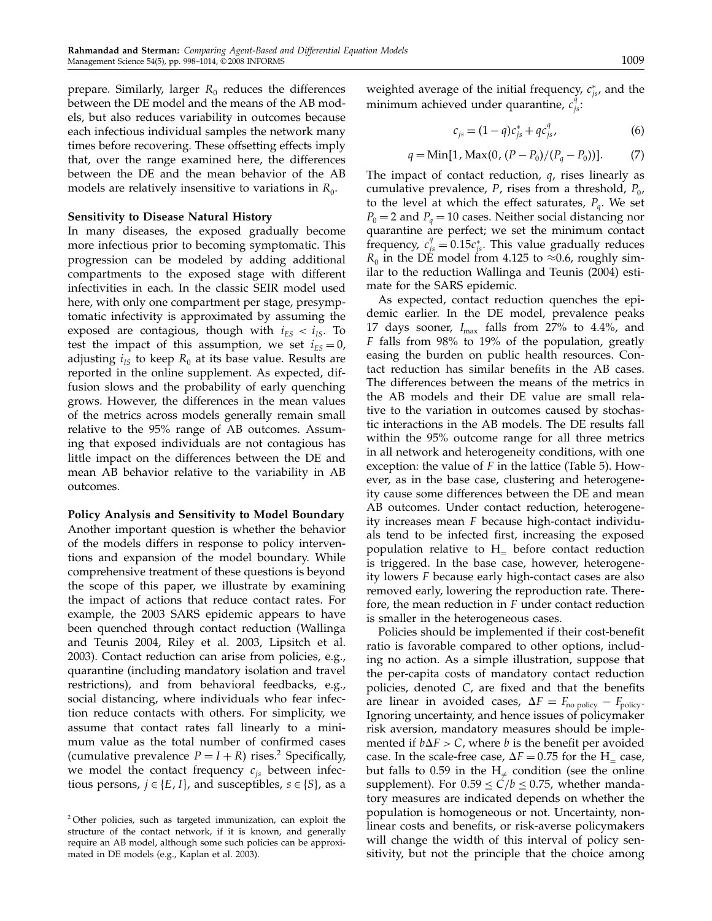prepare. Similarly, larger $R_0$ reduces the differences between the DE model and the means of the AB models, but also reduces variability in outcomes because each infectious individual samples the network many times before recovering. These offsetting effects imply that, over the range examined here, the differences between the DE and the mean behavior of the AB models are relatively insensitive to variations in $R_0$.

**Sensitivity to Disease Natural History**

In many diseases, the exposed gradually become more infectious prior to becoming symptomatic. This progression can be modeled by adding additional compartments to the exposed stage with different infectivities in each. In the classic SEIR model used here, with only one compartment per stage, presymptomatic infectivity is approximated by assuming the exposed are contagious, though with $i_{ES} < i_{IS}$. To test the impact of this assumption, we set $i_{ES} = 0$, adjusting $i_{IS}$ to keep $R_0$ at its base value. Results are reported in the online supplement. As expected, diffusion slows and the probability of early quenching grows. However, the differences in the mean values of the metrics across models generally remain small relative to the 95% range of AB outcomes. Assuming that exposed individuals are not contagious has little impact on the differences between the DE and mean AB behavior relative to the variability in AB outcomes.

**Policy Analysis and Sensitivity to Model Boundary**

Another important question is whether the behavior of the models differs in response to policy interventions and expansion of the model boundary. While comprehensive treatment of these questions is beyond the scope of this paper, we illustrate by examining the impact of actions that reduce contact rates. For example, the 2003 SARS epidemic appears to have been quenched through contact reduction (Wallinga and Teunis 2004, Riley et al. 2003, Lipsitch et al. 2003). Contact reduction can arise from policies, e.g., quarantine (including mandatory isolation and travel restrictions), and from behavioral feedbacks, e.g., social distancing, where individuals who fear infection reduce contacts with others. For simplicity, we assume that contact rates fall linearly to a minimum value as the total number of confirmed cases (cumulative prevalence $P = I + R$) rises.[2] Specifically, we model the contact frequency $c_{js}$ between infectious persons, $j \in \{E, I\}$, and susceptibles, $s \in \{S\}$, as a weighted average of the initial frequency, $c^*_{js}$, and the minimum achieved under quarantine, $c^q_{js}$:

$$c_{js} = (1 - q)c^*_{js} + qc^q_{js}, \tag{6}$$

$$q = \text{Min}[1, \text{Max}(0, (P - P_0)/(P_q - P_0))]. \tag{7}$$

The impact of contact reduction, $q$, rises linearly as cumulative prevalence, $P$, rises from a threshold, $P_0$, to the level at which the effect saturates, $P_q$. We set $P_0 = 2$ and $P_q = 10$ cases. Neither social distancing nor quarantine are perfect; we set the minimum contact frequency, $c^q_{js} = 0.15c^*_{js}$. This value gradually reduces $R_0$ in the DE model from 4.125 to $\approx$0.6, roughly similar to the reduction Wallinga and Teunis (2004) estimate for the SARS epidemic.

As expected, contact reduction quenches the epidemic earlier. In the DE model, prevalence peaks 17 days sooner, $I_{\max}$ falls from 27% to 4.4%, and $F$ falls from 98% to 19% of the population, greatly easing the burden on public health resources. Contact reduction has similar benefits in the AB cases. The differences between the means of the metrics in the AB models and their DE value are small relative to the variation in outcomes caused by stochastic interactions in the AB models. The DE results fall within the 95% outcome range for all three metrics in all network and heterogeneity conditions, with one exception: the value of $F$ in the lattice (Table 5). However, as in the base case, clustering and heterogeneity cause some differences between the DE and mean AB outcomes. Under contact reduction, heterogeneity increases mean $F$ because high-contact individuals tend to be infected first, increasing the exposed population relative to $\text{H}_=$ before contact reduction is triggered. In the base case, however, heterogeneity lowers $F$ because early high-contact cases are also removed early, lowering the reproduction rate. Therefore, the mean reduction in $F$ under contact reduction is smaller in the heterogeneous cases.

Policies should be implemented if their cost-benefit ratio is favorable compared to other options, including no action. As a simple illustration, suppose that the per-capita costs of mandatory contact reduction policies, denoted $C$, are fixed and that the benefits are linear in avoided cases, $\Delta F = F_{\text{no policy}} - F_{\text{policy}}$. Ignoring uncertainty, and hence issues of policymaker risk aversion, mandatory measures should be implemented if $b\Delta F > C$, where $b$ is the benefit per avoided case. In the scale-free case, $\Delta F = 0.75$ for the $\text{H}_=$ case, but falls to 0.59 in the $\text{H}_{\neq}$ condition (see the online supplement). For $0.59 \leq C/b \leq 0.75$, whether mandatory measures are indicated depends on whether the population is homogeneous or not. Uncertainty, nonlinear costs and benefits, or risk-averse policymakers will change the width of this interval of policy sensitivity, but not the principle that the choice among

[2] Other policies, such as targeted immunization, can exploit the structure of the contact network, if it is known, and generally require an AB model, although some such policies can be approximated in DE models (e.g., Kaplan et al. 2003).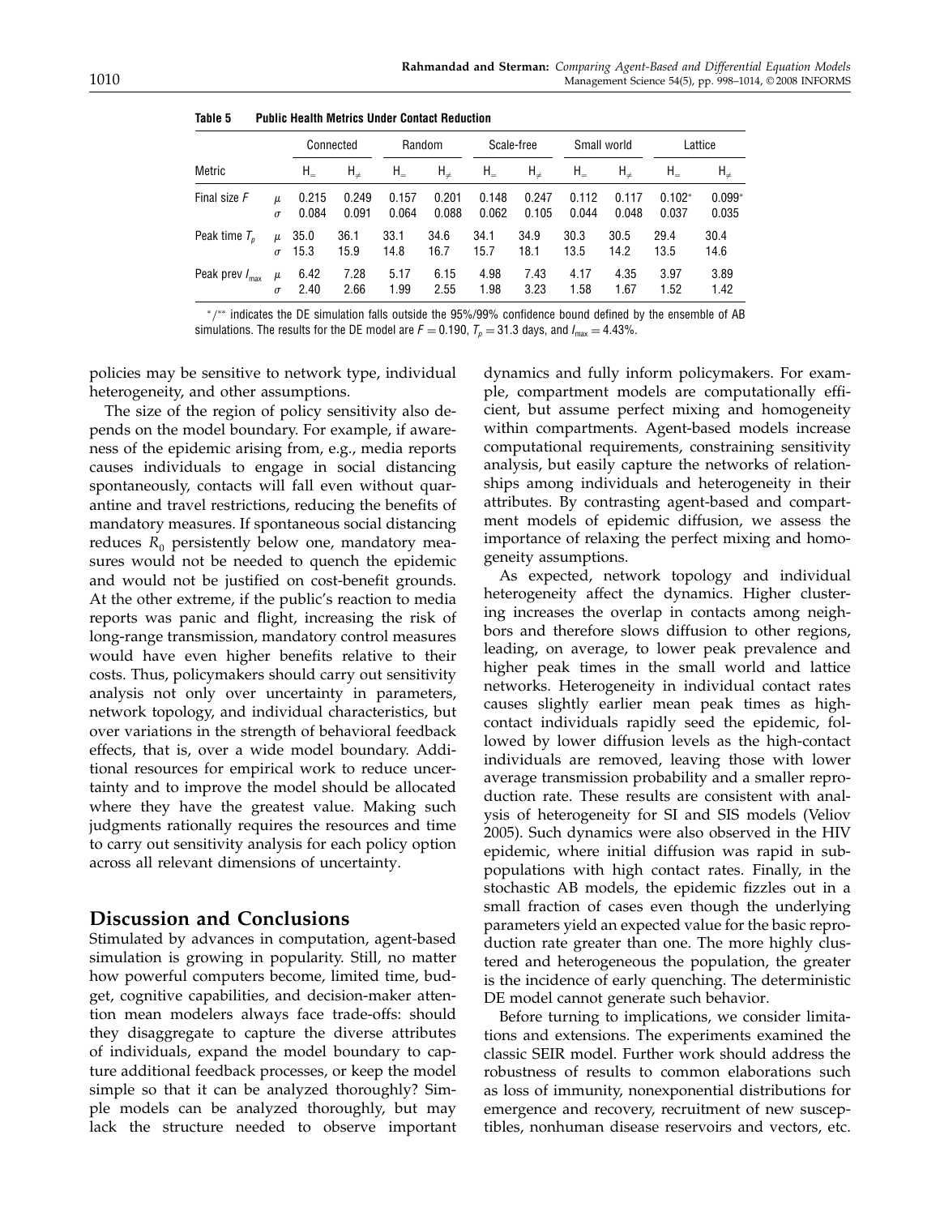**Table 5 Public Health Metrics Under Contact Reduction**

| Metric | | Connected | | Random | | Scale-free | | Small world | | Lattice | |
|---|---|---|---|---|---|---|---|---|---|---|---|
| | | $H_=$ | $H_{\neq}$ | $H_=$ | $H_{\neq}$ | $H_=$ | $H_{\neq}$ | $H_=$ | $H_{\neq}$ | $H_=$ | $H_{\neq}$ |
| Final size $F$ | $\mu$ | 0.215 | 0.249 | 0.157 | 0.201 | 0.148 | 0.247 | 0.112 | 0.117 | 0.102* | 0.099* |
| | $\sigma$ | 0.084 | 0.091 | 0.064 | 0.088 | 0.062 | 0.105 | 0.044 | 0.048 | 0.037 | 0.035 |
| Peak time $T_p$ | $\mu$ | 35.0 | 36.1 | 33.1 | 34.6 | 34.1 | 34.9 | 30.3 | 30.5 | 29.4 | 30.4 |
| | $\sigma$ | 15.3 | 15.9 | 14.8 | 16.7 | 15.7 | 18.1 | 13.5 | 14.2 | 13.5 | 14.6 |
| Peak prev $I_{\max}$ | $\mu$ | 6.42 | 7.28 | 5.17 | 6.15 | 4.98 | 7.43 | 4.17 | 4.35 | 3.97 | 3.89 |
| | $\sigma$ | 2.40 | 2.66 | 1.99 | 2.55 | 1.98 | 3.23 | 1.58 | 1.67 | 1.52 | 1.42 |

*/** indicates the DE simulation falls outside the 95%/99% confidence bound defined by the ensemble of AB simulations. The results for the DE model are $F = 0.190$, $T_p = 31.3$ days, and $I_{\max} = 4.43\%$.

policies may be sensitive to network type, individual heterogeneity, and other assumptions.

The size of the region of policy sensitivity also depends on the model boundary. For example, if awareness of the epidemic arising from, e.g., media reports causes individuals to engage in social distancing spontaneously, contacts will fall even without quarantine and travel restrictions, reducing the benefits of mandatory measures. If spontaneous social distancing reduces $R_0$ persistently below one, mandatory measures would not be needed to quench the epidemic and would not be justified on cost-benefit grounds. At the other extreme, if the public's reaction to media reports was panic and flight, increasing the risk of long-range transmission, mandatory control measures would have even higher benefits relative to their costs. Thus, policymakers should carry out sensitivity analysis not only over uncertainty in parameters, network topology, and individual characteristics, but over variations in the strength of behavioral feedback effects, that is, over a wide model boundary. Additional resources for empirical work to reduce uncertainty and to improve the model should be allocated where they have the greatest value. Making such judgments rationally requires the resources and time to carry out sensitivity analysis for each policy option across all relevant dimensions of uncertainty.

## Discussion and Conclusions

Stimulated by advances in computation, agent-based simulation is growing in popularity. Still, no matter how powerful computers become, limited time, budget, cognitive capabilities, and decision-maker attention mean modelers always face trade-offs: should they disaggregate to capture the diverse attributes of individuals, expand the model boundary to capture additional feedback processes, or keep the model simple so that it can be analyzed thoroughly? Simple models can be analyzed thoroughly, but may lack the structure needed to observe important dynamics and fully inform policymakers. For example, compartment models are computationally efficient, but assume perfect mixing and homogeneity within compartments. Agent-based models increase computational requirements, constraining sensitivity analysis, but easily capture the networks of relationships among individuals and heterogeneity in their attributes. By contrasting agent-based and compartment models of epidemic diffusion, we assess the importance of relaxing the perfect mixing and homogeneity assumptions.

As expected, network topology and individual heterogeneity affect the dynamics. Higher clustering increases the overlap in contacts among neighbors and therefore slows diffusion to other regions, leading, on average, to lower peak prevalence and higher peak times in the small world and lattice networks. Heterogeneity in individual contact rates causes slightly earlier mean peak times as high-contact individuals rapidly seed the epidemic, followed by lower diffusion levels as the high-contact individuals are removed, leaving those with lower average transmission probability and a smaller reproduction rate. These results are consistent with analysis of heterogeneity for SI and SIS models (Veliov 2005). Such dynamics were also observed in the HIV epidemic, where initial diffusion was rapid in subpopulations with high contact rates. Finally, in the stochastic AB models, the epidemic fizzles out in a small fraction of cases even though the underlying parameters yield an expected value for the basic reproduction rate greater than one. The more highly clustered and heterogeneous the population, the greater is the incidence of early quenching. The deterministic DE model cannot generate such behavior.

Before turning to implications, we consider limitations and extensions. The experiments examined the classic SEIR model. Further work should address the robustness of results to common elaborations such as loss of immunity, nonexponential distributions for emergence and recovery, recruitment of new susceptibles, nonhuman disease reservoirs and vectors, etc.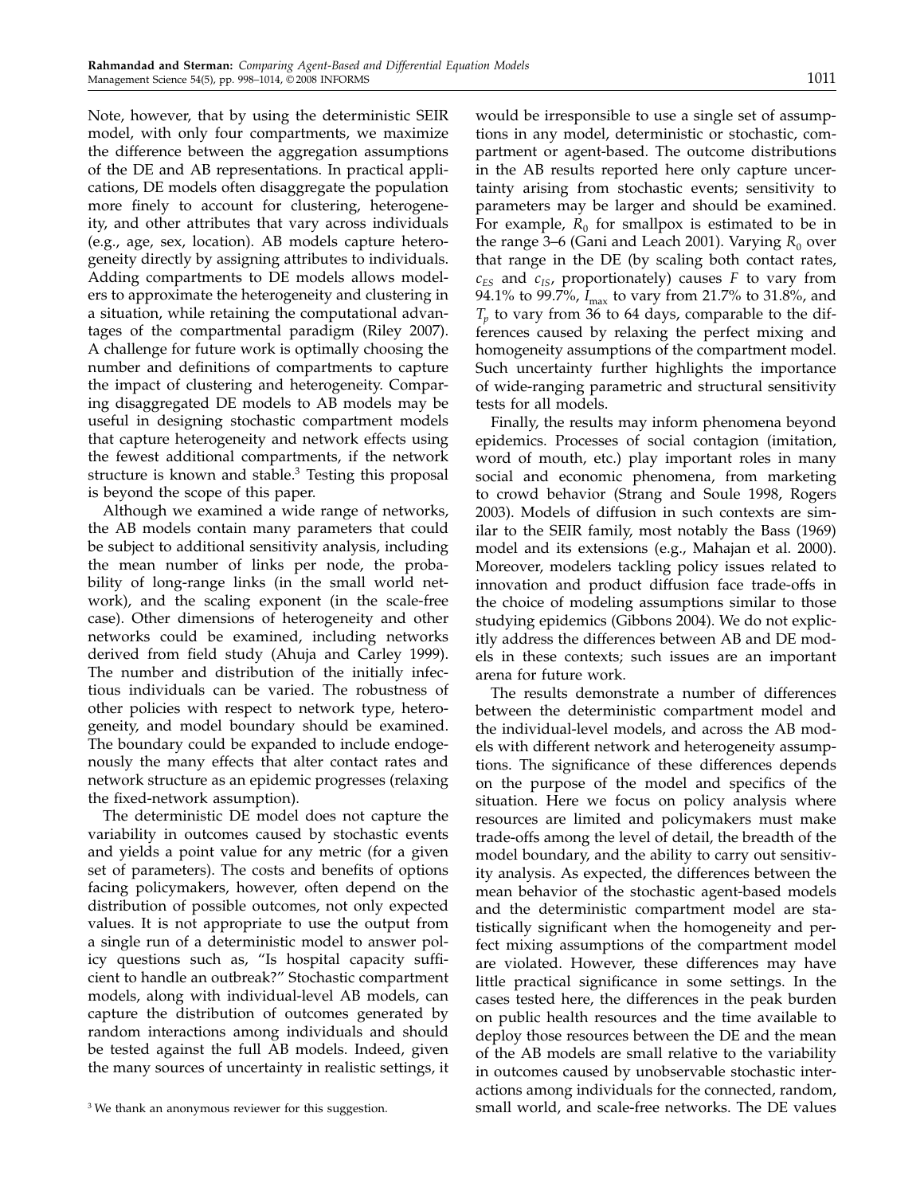Note, however, that by using the deterministic SEIR model, with only four compartments, we maximize the difference between the aggregation assumptions of the DE and AB representations. In practical applications, DE models often disaggregate the population more finely to account for clustering, heterogeneity, and other attributes that vary across individuals (e.g., age, sex, location). AB models capture heterogeneity directly by assigning attributes to individuals. Adding compartments to DE models allows modelers to approximate the heterogeneity and clustering in a situation, while retaining the computational advantages of the compartmental paradigm (Riley 2007). A challenge for future work is optimally choosing the number and definitions of compartments to capture the impact of clustering and heterogeneity. Comparing disaggregated DE models to AB models may be useful in designing stochastic compartment models that capture heterogeneity and network effects using the fewest additional compartments, if the network structure is known and stable.[3] Testing this proposal is beyond the scope of this paper.

Although we examined a wide range of networks, the AB models contain many parameters that could be subject to additional sensitivity analysis, including the mean number of links per node, the probability of long-range links (in the small world network), and the scaling exponent (in the scale-free case). Other dimensions of heterogeneity and other networks could be examined, including networks derived from field study (Ahuja and Carley 1999). The number and distribution of the initially infectious individuals can be varied. The robustness of other policies with respect to network type, heterogeneity, and model boundary should be examined. The boundary could be expanded to include endogenously the many effects that alter contact rates and network structure as an epidemic progresses (relaxing the fixed-network assumption).

The deterministic DE model does not capture the variability in outcomes caused by stochastic events and yields a point value for any metric (for a given set of parameters). The costs and benefits of options facing policymakers, however, often depend on the distribution of possible outcomes, not only expected values. It is not appropriate to use the output from a single run of a deterministic model to answer policy questions such as, "Is hospital capacity sufficient to handle an outbreak?" Stochastic compartment models, along with individual-level AB models, can capture the distribution of outcomes generated by random interactions among individuals and should be tested against the full AB models. Indeed, given the many sources of uncertainty in realistic settings, it would be irresponsible to use a single set of assumptions in any model, deterministic or stochastic, compartment or agent-based. The outcome distributions in the AB results reported here only capture uncertainty arising from stochastic events; sensitivity to parameters may be larger and should be examined. For example, $R_0$ for smallpox is estimated to be in the range 3–6 (Gani and Leach 2001). Varying $R_0$ over that range in the DE (by scaling both contact rates, $c_{ES}$ and $c_{IS}$, proportionately) causes $F$ to vary from 94.1% to 99.7%, $I_{\max}$ to vary from 21.7% to 31.8%, and $T_p$ to vary from 36 to 64 days, comparable to the differences caused by relaxing the perfect mixing and homogeneity assumptions of the compartment model. Such uncertainty further highlights the importance of wide-ranging parametric and structural sensitivity tests for all models.

Finally, the results may inform phenomena beyond epidemics. Processes of social contagion (imitation, word of mouth, etc.) play important roles in many social and economic phenomena, from marketing to crowd behavior (Strang and Soule 1998, Rogers 2003). Models of diffusion in such contexts are similar to the SEIR family, most notably the Bass (1969) model and its extensions (e.g., Mahajan et al. 2000). Moreover, modelers tackling policy issues related to innovation and product diffusion face trade-offs in the choice of modeling assumptions similar to those studying epidemics (Gibbons 2004). We do not explicitly address the differences between AB and DE models in these contexts; such issues are an important arena for future work.

The results demonstrate a number of differences between the deterministic compartment model and the individual-level models, and across the AB models with different network and heterogeneity assumptions. The significance of these differences depends on the purpose of the model and specifics of the situation. Here we focus on policy analysis where resources are limited and policymakers must make trade-offs among the level of detail, the breadth of the model boundary, and the ability to carry out sensitivity analysis. As expected, the differences between the mean behavior of the stochastic agent-based models and the deterministic compartment model are statistically significant when the homogeneity and perfect mixing assumptions of the compartment model are violated. However, these differences may have little practical significance in some settings. In the cases tested here, the differences in the peak burden on public health resources and the time available to deploy those resources between the DE and the mean of the AB models are small relative to the variability in outcomes caused by unobservable stochastic interactions among individuals for the connected, random, small world, and scale-free networks. The DE values

[3] We thank an anonymous reviewer for this suggestion.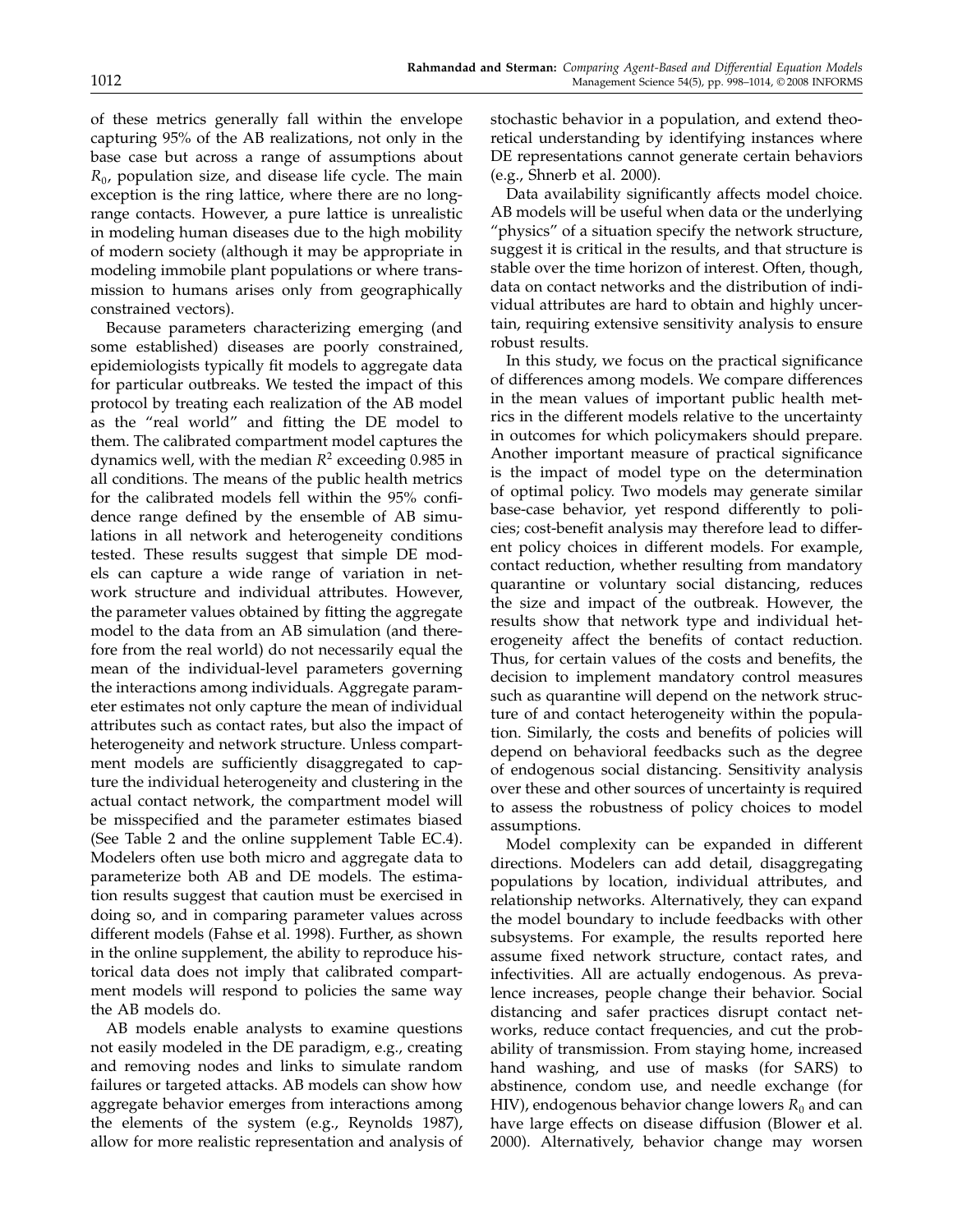of these metrics generally fall within the envelope capturing 95% of the AB realizations, not only in the base case but across a range of assumptions about $R_0$, population size, and disease life cycle. The main exception is the ring lattice, where there are no long-range contacts. However, a pure lattice is unrealistic in modeling human diseases due to the high mobility of modern society (although it may be appropriate in modeling immobile plant populations or where transmission to humans arises only from geographically constrained vectors).

Because parameters characterizing emerging (and some established) diseases are poorly constrained, epidemiologists typically fit models to aggregate data for particular outbreaks. We tested the impact of this protocol by treating each realization of the AB model as the "real world" and fitting the DE model to them. The calibrated compartment model captures the dynamics well, with the median $R^2$ exceeding 0.985 in all conditions. The means of the public health metrics for the calibrated models fell within the 95% confidence range defined by the ensemble of AB simulations in all network and heterogeneity conditions tested. These results suggest that simple DE models can capture a wide range of variation in network structure and individual attributes. However, the parameter values obtained by fitting the aggregate model to the data from an AB simulation (and therefore from the real world) do not necessarily equal the mean of the individual-level parameters governing the interactions among individuals. Aggregate parameter estimates not only capture the mean of individual attributes such as contact rates, but also the impact of heterogeneity and network structure. Unless compartment models are sufficiently disaggregated to capture the individual heterogeneity and clustering in the actual contact network, the compartment model will be misspecified and the parameter estimates biased (See Table 2 and the online supplement Table EC.4). Modelers often use both micro and aggregate data to parameterize both AB and DE models. The estimation results suggest that caution must be exercised in doing so, and in comparing parameter values across different models (Fahse et al. 1998). Further, as shown in the online supplement, the ability to reproduce historical data does not imply that calibrated compartment models will respond to policies the same way the AB models do.

AB models enable analysts to examine questions not easily modeled in the DE paradigm, e.g., creating and removing nodes and links to simulate random failures or targeted attacks. AB models can show how aggregate behavior emerges from interactions among the elements of the system (e.g., Reynolds 1987), allow for more realistic representation and analysis of stochastic behavior in a population, and extend theoretical understanding by identifying instances where DE representations cannot generate certain behaviors (e.g., Shnerb et al. 2000).

Data availability significantly affects model choice. AB models will be useful when data or the underlying "physics" of a situation specify the network structure, suggest it is critical in the results, and that structure is stable over the time horizon of interest. Often, though, data on contact networks and the distribution of individual attributes are hard to obtain and highly uncertain, requiring extensive sensitivity analysis to ensure robust results.

In this study, we focus on the practical significance of differences among models. We compare differences in the mean values of important public health metrics in the different models relative to the uncertainty in outcomes for which policymakers should prepare. Another important measure of practical significance is the impact of model type on the determination of optimal policy. Two models may generate similar base-case behavior, yet respond differently to policies; cost-benefit analysis may therefore lead to different policy choices in different models. For example, contact reduction, whether resulting from mandatory quarantine or voluntary social distancing, reduces the size and impact of the outbreak. However, the results show that network type and individual heterogeneity affect the benefits of contact reduction. Thus, for certain values of the costs and benefits, the decision to implement mandatory control measures such as quarantine will depend on the network structure of and contact heterogeneity within the population. Similarly, the costs and benefits of policies will depend on behavioral feedbacks such as the degree of endogenous social distancing. Sensitivity analysis over these and other sources of uncertainty is required to assess the robustness of policy choices to model assumptions.

Model complexity can be expanded in different directions. Modelers can add detail, disaggregating populations by location, individual attributes, and relationship networks. Alternatively, they can expand the model boundary to include feedbacks with other subsystems. For example, the results reported here assume fixed network structure, contact rates, and infectivities. All are actually endogenous. As prevalence increases, people change their behavior. Social distancing and safer practices disrupt contact networks, reduce contact frequencies, and cut the probability of transmission. From staying home, increased hand washing, and use of masks (for SARS) to abstinence, condom use, and needle exchange (for HIV), endogenous behavior change lowers $R_0$ and can have large effects on disease diffusion (Blower et al. 2000). Alternatively, behavior change may worsen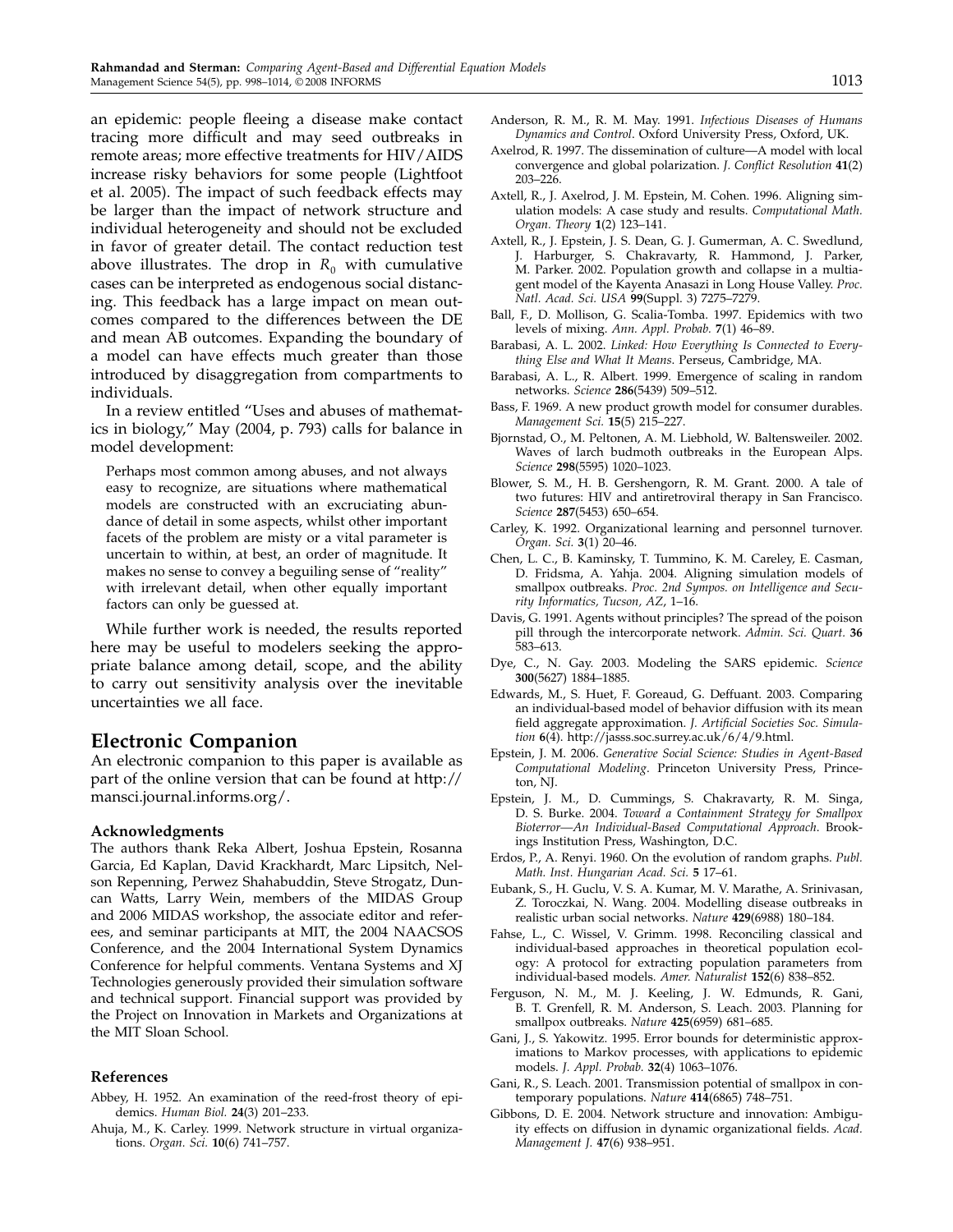an epidemic: people fleeing a disease make contact tracing more difficult and may seed outbreaks in remote areas; more effective treatments for HIV/AIDS increase risky behaviors for some people (Lightfoot et al. 2005). The impact of such feedback effects may be larger than the impact of network structure and individual heterogeneity and should not be excluded in favor of greater detail. The contact reduction test above illustrates. The drop in $R_0$ with cumulative cases can be interpreted as endogenous social distancing. This feedback has a large impact on mean outcomes compared to the differences between the DE and mean AB outcomes. Expanding the boundary of a model can have effects much greater than those introduced by disaggregation from compartments to individuals.

In a review entitled "Uses and abuses of mathematics in biology," May (2004, p. 793) calls for balance in model development:

> Perhaps most common among abuses, and not always easy to recognize, are situations where mathematical models are constructed with an excruciating abundance of detail in some aspects, whilst other important facets of the problem are misty or a vital parameter is uncertain to within, at best, an order of magnitude. It makes no sense to convey a beguiling sense of "reality" with irrelevant detail, when other equally important factors can only be guessed at.

While further work is needed, the results reported here may be useful to modelers seeking the appropriate balance among detail, scope, and the ability to carry out sensitivity analysis over the inevitable uncertainties we all face.

## Electronic Companion

An electronic companion to this paper is available as part of the online version that can be found at http://mansci.journal.informs.org/.

### Acknowledgments

The authors thank Reka Albert, Joshua Epstein, Rosanna Garcia, Ed Kaplan, David Krackhardt, Marc Lipsitch, Nelson Repenning, Perwez Shahabuddin, Steve Strogatz, Duncan Watts, Larry Wein, members of the MIDAS Group and 2006 MIDAS workshop, the associate editor and referees, and seminar participants at MIT, the 2004 NAACSOS Conference, and the 2004 International System Dynamics Conference for helpful comments. Ventana Systems and XJ Technologies generously provided their simulation software and technical support. Financial support was provided by the Project on Innovation in Markets and Organizations at the MIT Sloan School.

### References

Abbey, H. 1952. An examination of the reed-frost theory of epidemics. *Human Biol.* **24**(3) 201–233.

Ahuja, M., K. Carley. 1999. Network structure in virtual organizations. *Organ. Sci.* **10**(6) 741–757.

Anderson, R. M., R. M. May. 1991. *Infectious Diseases of Humans Dynamics and Control*. Oxford University Press, Oxford, UK.

Axelrod, R. 1997. The dissemination of culture—A model with local convergence and global polarization. *J. Conflict Resolution* **41**(2) 203–226.

Axtell, R., J. Axelrod, J. M. Epstein, M. Cohen. 1996. Aligning simulation models: A case study and results. *Computational Math. Organ. Theory* **1**(2) 123–141.

Axtell, R., J. Epstein, J. S. Dean, G. J. Gumerman, A. C. Swedlund, J. Harburger, S. Chakravarty, R. Hammond, J. Parker, M. Parker. 2002. Population growth and collapse in a multiagent model of the Kayenta Anasazi in Long House Valley. *Proc. Natl. Acad. Sci. USA* **99**(Suppl. 3) 7275–7279.

Ball, F., D. Mollison, G. Scalia-Tomba. 1997. Epidemics with two levels of mixing. *Ann. Appl. Probab.* **7**(1) 46–89.

Barabasi, A. L. 2002. *Linked: How Everything Is Connected to Everything Else and What It Means*. Perseus, Cambridge, MA.

Barabasi, A. L., R. Albert. 1999. Emergence of scaling in random networks. *Science* **286**(5439) 509–512.

Bass, F. 1969. A new product growth model for consumer durables. *Management Sci.* **15**(5) 215–227.

Bjornstad, O., M. Peltonen, A. M. Liebhold, W. Baltensweiler. 2002. Waves of larch budmoth outbreaks in the European Alps. *Science* **298**(5595) 1020–1023.

Blower, S. M., H. B. Gershengorn, R. M. Grant. 2000. A tale of two futures: HIV and antiretroviral therapy in San Francisco. *Science* **287**(5453) 650–654.

Carley, K. 1992. Organizational learning and personnel turnover. *Organ. Sci.* **3**(1) 20–46.

Chen, L. C., B. Kaminsky, T. Tummino, K. M. Careley, E. Casman, D. Fridsma, A. Yahja. 2004. Aligning simulation models of smallpox outbreaks. *Proc. 2nd Sympos. on Intelligence and Security Informatics, Tucson, AZ*, 1–16.

Davis, G. 1991. Agents without principles? The spread of the poison pill through the intercorporate network. *Admin. Sci. Quart.* **36** 583–613.

Dye, C., N. Gay. 2003. Modeling the SARS epidemic. *Science* **300**(5627) 1884–1885.

Edwards, M., S. Huet, F. Goreaud, G. Deffuant. 2003. Comparing an individual-based model of behavior diffusion with its mean field aggregate approximation. *J. Artificial Societies Soc. Simulation* **6**(4). http://jasss.soc.surrey.ac.uk/6/4/9.html.

Epstein, J. M. 2006. *Generative Social Science: Studies in Agent-Based Computational Modeling*. Princeton University Press, Princeton, NJ.

Epstein, J. M., D. Cummings, S. Chakravarty, R. M. Singa, D. S. Burke. 2004. *Toward a Containment Strategy for Smallpox Bioterror—An Individual-Based Computational Approach*. Brookings Institution Press, Washington, D.C.

Erdos, P., A. Renyi. 1960. On the evolution of random graphs. *Publ. Math. Inst. Hungarian Acad. Sci.* **5** 17–61.

Eubank, S., H. Guclu, V. S. A. Kumar, M. V. Marathe, A. Srinivasan, Z. Toroczkai, N. Wang. 2004. Modelling disease outbreaks in realistic urban social networks. *Nature* **429**(6988) 180–184.

Fahse, L., C. Wissel, V. Grimm. 1998. Reconciling classical and individual-based approaches in theoretical population ecology: A protocol for extracting population parameters from individual-based models. *Amer. Naturalist* **152**(6) 838–852.

Ferguson, N. M., M. J. Keeling, J. W. Edmunds, R. Gani, B. T. Grenfell, R. M. Anderson, S. Leach. 2003. Planning for smallpox outbreaks. *Nature* **425**(6959) 681–685.

Gani, J., S. Yakowitz. 1995. Error bounds for deterministic approximations to Markov processes, with applications to epidemic models. *J. Appl. Probab.* **32**(4) 1063–1076.

Gani, R., S. Leach. 2001. Transmission potential of smallpox in contemporary populations. *Nature* **414**(6865) 748–751.

Gibbons, D. E. 2004. Network structure and innovation: Ambiguity effects on diffusion in dynamic organizational fields. *Acad. Management J.* **47**(6) 938–951.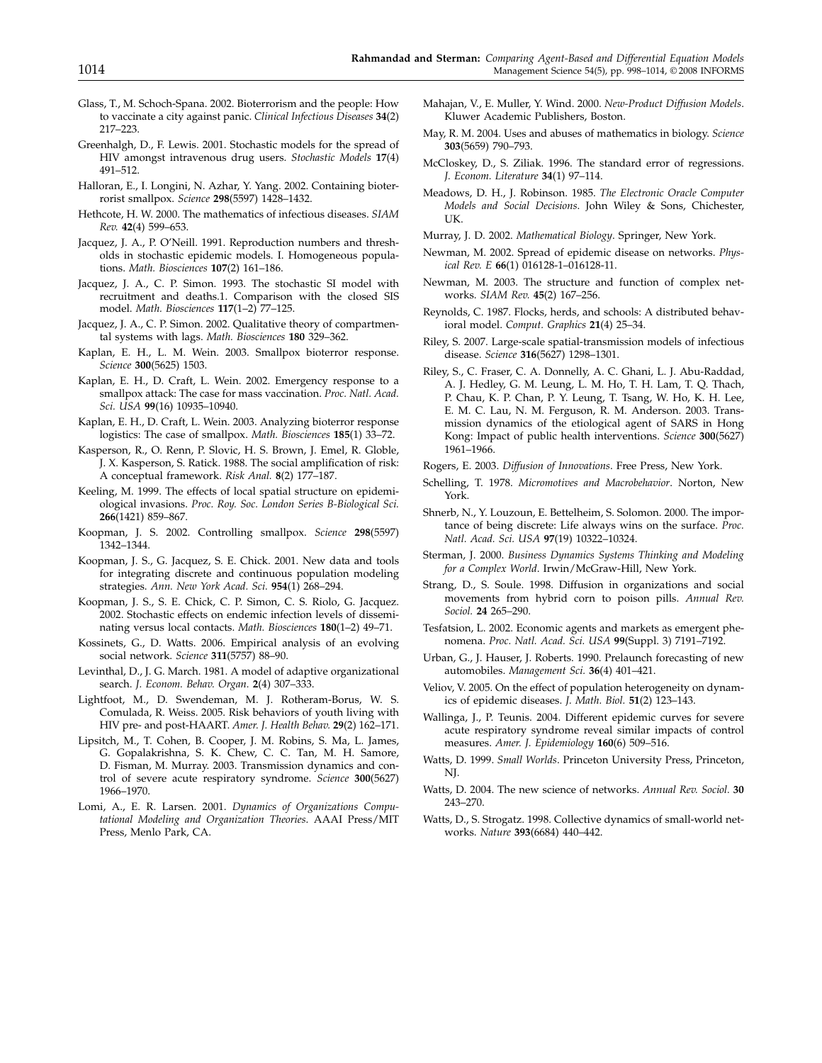Glass, T., M. Schoch-Spana. 2002. Bioterrorism and the people: How to vaccinate a city against panic. *Clinical Infectious Diseases* **34**(2) 217–223.

Greenhalgh, D., F. Lewis. 2001. Stochastic models for the spread of HIV amongst intravenous drug users. *Stochastic Models* **17**(4) 491–512.

Halloran, E., I. Longini, N. Azhar, Y. Yang. 2002. Containing bioterrorist smallpox. *Science* **298**(5597) 1428–1432.

Hethcote, H. W. 2000. The mathematics of infectious diseases. *SIAM Rev.* **42**(4) 599–653.

Jacquez, J. A., P. O'Neill. 1991. Reproduction numbers and thresholds in stochastic epidemic models. I. Homogeneous populations. *Math. Biosciences* **107**(2) 161–186.

Jacquez, J. A., C. P. Simon. 1993. The stochastic SI model with recruitment and deaths.1. Comparison with the closed SIS model. *Math. Biosciences* **117**(1–2) 77–125.

Jacquez, J. A., C. P. Simon. 2002. Qualitative theory of compartmental systems with lags. *Math. Biosciences* **180** 329–362.

Kaplan, E. H., L. M. Wein. 2003. Smallpox bioterror response. *Science* **300**(5625) 1503.

Kaplan, E. H., D. Craft, L. Wein. 2002. Emergency response to a smallpox attack: The case for mass vaccination. *Proc. Natl. Acad. Sci. USA* **99**(16) 10935–10940.

Kaplan, E. H., D. Craft, L. Wein. 2003. Analyzing bioterror response logistics: The case of smallpox. *Math. Biosciences* **185**(1) 33–72.

Kasperson, R., O. Renn, P. Slovic, H. S. Brown, J. Emel, R. Globle, J. X. Kasperson, S. Ratick. 1988. The social amplification of risk: A conceptual framework. *Risk Anal.* **8**(2) 177–187.

Keeling, M. 1999. The effects of local spatial structure on epidemiological invasions. *Proc. Roy. Soc. London Series B-Biological Sci.* **266**(1421) 859–867.

Koopman, J. S. 2002. Controlling smallpox. *Science* **298**(5597) 1342–1344.

Koopman, J. S., G. Jacquez, S. E. Chick. 2001. New data and tools for integrating discrete and continuous population modeling strategies. *Ann. New York Acad. Sci.* **954**(1) 268–294.

Koopman, J. S., S. E. Chick, C. P. Simon, C. S. Riolo, G. Jacquez. 2002. Stochastic effects on endemic infection levels of disseminating versus local contacts. *Math. Biosciences* **180**(1–2) 49–71.

Kossinets, G., D. Watts. 2006. Empirical analysis of an evolving social network. *Science* **311**(5757) 88–90.

Levinthal, D., J. G. March. 1981. A model of adaptive organizational search. *J. Econom. Behav. Organ.* **2**(4) 307–333.

Lightfoot, M., D. Swendeman, M. J. Rotheram-Borus, W. S. Comulada, R. Weiss. 2005. Risk behaviors of youth living with HIV pre- and post-HAART. *Amer. J. Health Behav.* **29**(2) 162–171.

Lipsitch, M., T. Cohen, B. Cooper, J. M. Robins, S. Ma, L. James, G. Gopalakrishna, S. K. Chew, C. C. Tan, M. H. Samore, D. Fisman, M. Murray. 2003. Transmission dynamics and control of severe acute respiratory syndrome. *Science* **300**(5627) 1966–1970.

Lomi, A., E. R. Larsen. 2001. *Dynamics of Organizations Computational Modeling and Organization Theories*. AAAI Press/MIT Press, Menlo Park, CA.

Mahajan, V., E. Muller, Y. Wind. 2000. *New-Product Diffusion Models*. Kluwer Academic Publishers, Boston.

May, R. M. 2004. Uses and abuses of mathematics in biology. *Science* **303**(5659) 790–793.

McCloskey, D., S. Ziliak. 1996. The standard error of regressions. *J. Econom. Literature* **34**(1) 97–114.

Meadows, D. H., J. Robinson. 1985. *The Electronic Oracle Computer Models and Social Decisions*. John Wiley & Sons, Chichester, UK.

Murray, J. D. 2002. *Mathematical Biology*. Springer, New York.

Newman, M. 2002. Spread of epidemic disease on networks. *Physical Rev. E* **66**(1) 016128-1–016128-11.

Newman, M. 2003. The structure and function of complex networks. *SIAM Rev.* **45**(2) 167–256.

Reynolds, C. 1987. Flocks, herds, and schools: A distributed behavioral model. *Comput. Graphics* **21**(4) 25–34.

Riley, S. 2007. Large-scale spatial-transmission models of infectious disease. *Science* **316**(5627) 1298–1301.

Riley, S., C. Fraser, C. A. Donnelly, A. C. Ghani, L. J. Abu-Raddad, A. J. Hedley, G. M. Leung, L. M. Ho, T. H. Lam, T. Q. Thach, P. Chau, K. P. Chan, P. Y. Leung, T. Tsang, W. Ho, K. H. Lee, E. M. C. Lau, N. M. Ferguson, R. M. Anderson. 2003. Transmission dynamics of the etiological agent of SARS in Hong Kong: Impact of public health interventions. *Science* **300**(5627) 1961–1966.

Rogers, E. 2003. *Diffusion of Innovations*. Free Press, New York.

Schelling, T. 1978. *Micromotives and Macrobehavior*. Norton, New York.

Shnerb, N., Y. Louzoun, E. Bettelheim, S. Solomon. 2000. The importance of being discrete: Life always wins on the surface. *Proc. Natl. Acad. Sci. USA* **97**(19) 10322–10324.

Sterman, J. 2000. *Business Dynamics Systems Thinking and Modeling for a Complex World*. Irwin/McGraw-Hill, New York.

Strang, D., S. Soule. 1998. Diffusion in organizations and social movements from hybrid corn to poison pills. *Annual Rev. Sociol.* **24** 265–290.

Tesfatsion, L. 2002. Economic agents and markets as emergent phenomena. *Proc. Natl. Acad. Sci. USA* **99**(Suppl. 3) 7191–7192.

Urban, G., J. Hauser, J. Roberts. 1990. Prelaunch forecasting of new automobiles. *Management Sci.* **36**(4) 401–421.

Veliov, V. 2005. On the effect of population heterogeneity on dynamics of epidemic diseases. *J. Math. Biol.* **51**(2) 123–143.

Wallinga, J., P. Teunis. 2004. Different epidemic curves for severe acute respiratory syndrome reveal similar impacts of control measures. *Amer. J. Epidemiology* **160**(6) 509–516.

Watts, D. 1999. *Small Worlds*. Princeton University Press, Princeton, NJ.

Watts, D. 2004. The new science of networks. *Annual Rev. Sociol.* **30** 243–270.

Watts, D., S. Strogatz. 1998. Collective dynamics of small-world networks. *Nature* **393**(6684) 440–442.